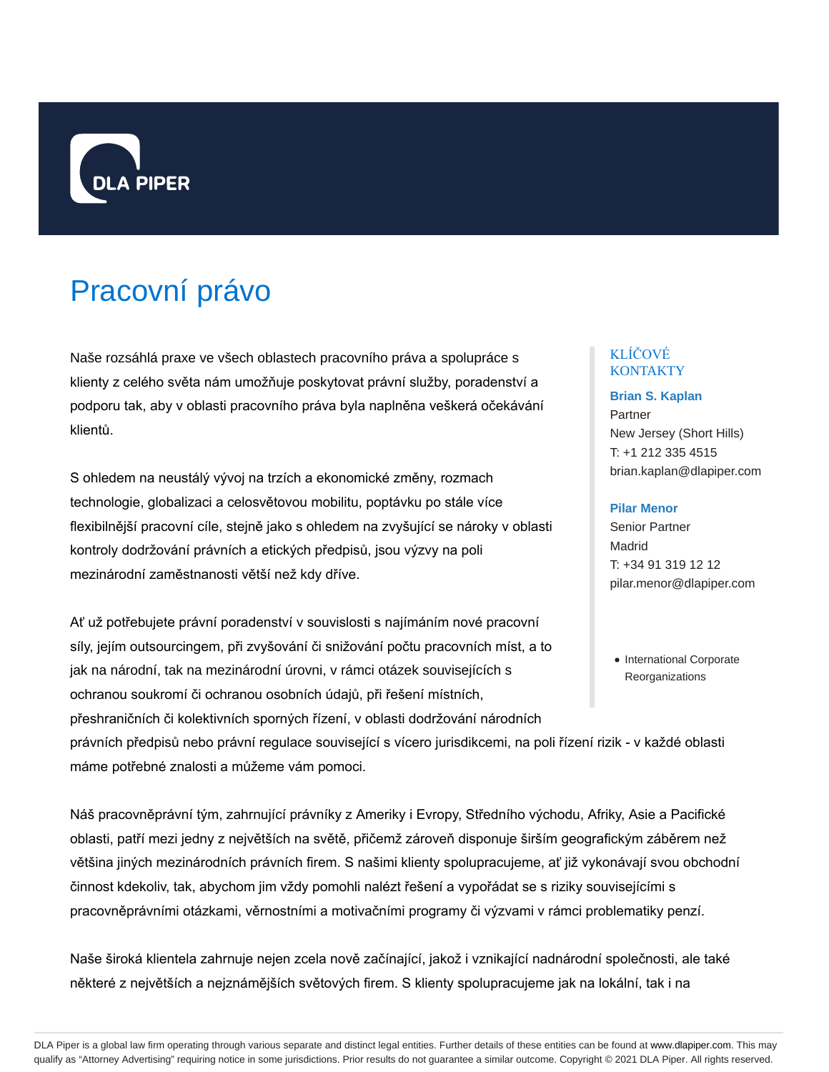DLA PIPER

# Pracovní právo

Naše rozsáhlá praxe ve všech oblastech pracovního práva a spolupráce s klienty z celého světa nám umožňuje poskytovat právní služby, poradenství a podporu tak, aby v oblasti pracovního práva byla naplněna veškerá očekávání klientů.

S ohledem na neustálý vývoj na trzích a ekonomické změny, rozmach technologie, globalizaci a celosvětovou mobilitu, poptávku po stále více flexibilnější pracovní cíle, stejně jako s ohledem na zvyšující se nároky v oblasti kontroly dodržování právních a etických předpisů, jsou výzvy na poli mezinárodní zaměstnanosti větší než kdy dříve.

Ať už potřebujete právní poradenství v souvislosti s najímáním nové pracovní síly, jejím outsourcingem, při zvyšování či snižování počtu pracovních míst, a to jak na národní, tak na mezinárodní úrovni, v rámci otázek souvisejících s ochranou soukromí či ochranou osobních údajů, při řešení místních, přeshraničních či kolektivních sporných řízení, v oblasti dodržování národních právních předpisů nebo právní regulace související s vícero jurisdikcemi, na poli řízení rizik - v každé oblasti máme potřebné znalosti a můžeme vám pomoci.

Náš pracovněprávní tým, zahrnující právníky z Ameriky i Evropy, Středního východu, Afriky, Asie a Pacifické oblasti, patří mezi jedny z největších na světě, přičemž zároveň disponuje širším geografickým záběrem než většina jiných mezinárodních právních firem. S našimi klienty spolupracujeme, ať již vykonávají svou obchodní činnost kdekoliv, tak, abychom jim vždy pomohli nalézt řešení a vypořádat se s riziky souvisejícími s pracovněprávními otázkami, věrnostními a motivačními programy či výzvami v rámci problematiky penzí.

Naše široká klientela zahrnuje nejen zcela nově začínající, jakož i vznikající nadnárodní společnosti, ale také některé z největších a nejznámějších světových firem. S klienty spolupracujeme jak na lokální, tak i na

KLÍČOVÉ KONTAKTY

**Brian S. Kaplan**
Partner
New Jersey (Short Hills)
T: +1 212 335 4515
brian.kaplan@dlapiper.com

**Pilar Menor**
Senior Partner
Madrid
T: +34 91 319 12 12
pilar.menor@dlapiper.com

- International Corporate Reorganizations

DLA Piper is a global law firm operating through various separate and distinct legal entities. Further details of these entities can be found at www.dlapiper.com. This may qualify as "Attorney Advertising" requiring notice in some jurisdictions. Prior results do not guarantee a similar outcome. Copyright © 2021 DLA Piper. All rights reserved.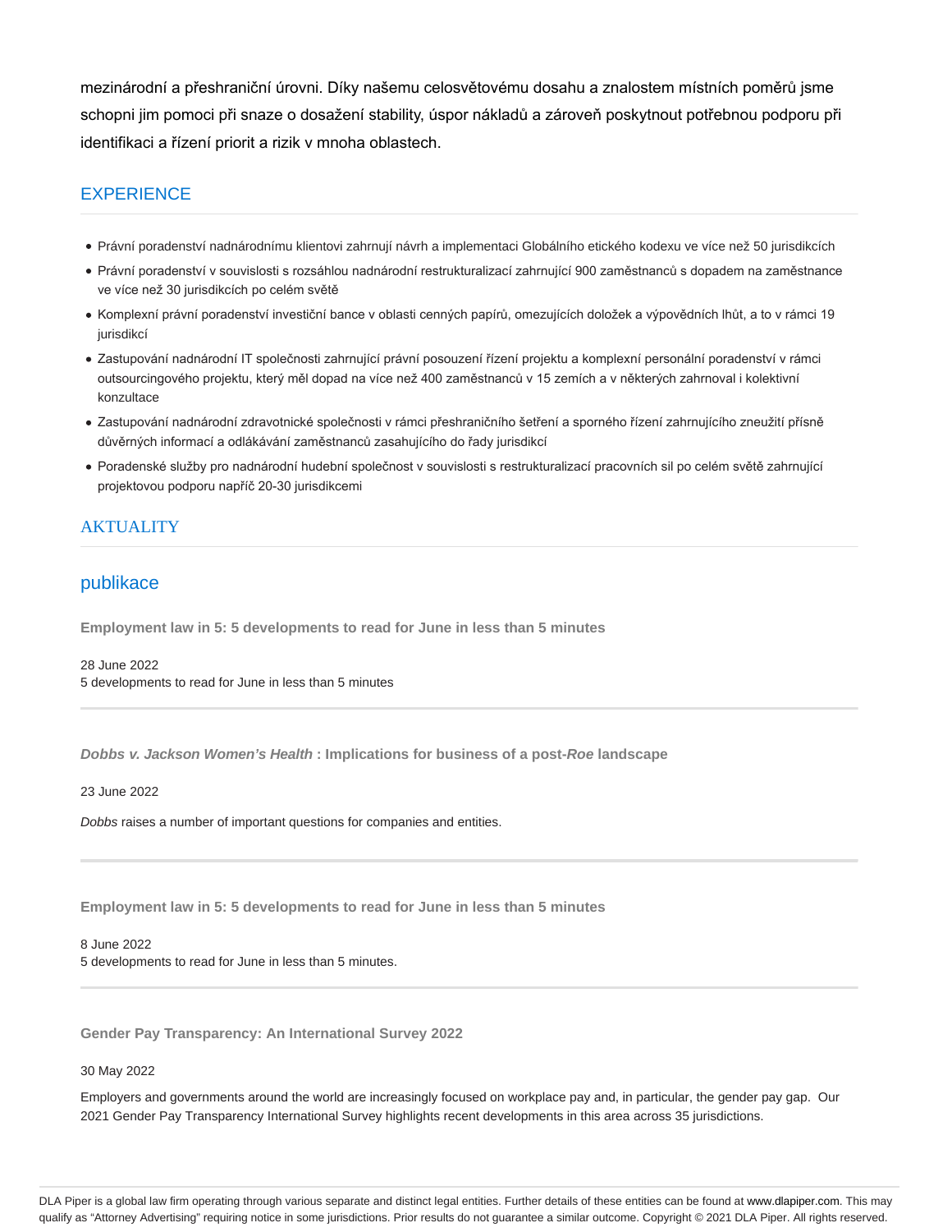mezinárodní a přeshraniční úrovni. Díky našemu celosvětovému dosahu a znalostem místních poměrů jsme schopni jim pomoci při snaze o dosažení stability, úspor nákladů a zároveň poskytnout potřebnou podporu při identifikaci a řízení priorit a rizik v mnoha oblastech.

## EXPERIENCE

- Právní poradenství nadnárodnímu klientovi zahrnují návrh a implementaci Globálního etického kodexu ve více než 50 jurisdikcích
- Právní poradenství v souvislosti s rozsáhlou nadnárodní restrukturalizací zahrnující 900 zaměstnanců s dopadem na zaměstnance ve více než 30 jurisdikcích po celém světě
- Komplexní právní poradenství investiční bance v oblasti cenných papírů, omezujících doložek a výpovědních lhůt, a to v rámci 19 jurisdikcí
- Zastupování nadnárodní IT společnosti zahrnující právní posouzení řízení projektu a komplexní personální poradenství v rámci outsourcingového projektu, který měl dopad na více než 400 zaměstnanců v 15 zemích a v některých zahrnoval i kolektivní konzultace
- Zastupování nadnárodní zdravotnické společnosti v rámci přeshraničního šetření a sporného řízení zahrnujícího zneužití přísně důvěrných informací a odlákávání zaměstnanců zasahujícího do řady jurisdikcí
- Poradenské služby pro nadnárodní hudební společnost v souvislosti s restrukturalizací pracovních sil po celém světě zahrnující projektovou podporu napříč 20-30 jurisdikcemi

## AKTUALITY

## publikace

**Employment law in 5: 5 developments to read for June in less than 5 minutes**

28 June 2022
5 developments to read for June in less than 5 minutes

---

***Dobbs v. Jackson Women's Health*** **: Implications for business of a post-*****Roe*** **landscape**

23 June 2022

*Dobbs* raises a number of important questions for companies and entities.

---

**Employment law in 5: 5 developments to read for June in less than 5 minutes**

8 June 2022
5 developments to read for June in less than 5 minutes.

---

**Gender Pay Transparency: An International Survey 2022**

30 May 2022

Employers and governments around the world are increasingly focused on workplace pay and, in particular, the gender pay gap. Our 2021 Gender Pay Transparency International Survey highlights recent developments in this area across 35 jurisdictions.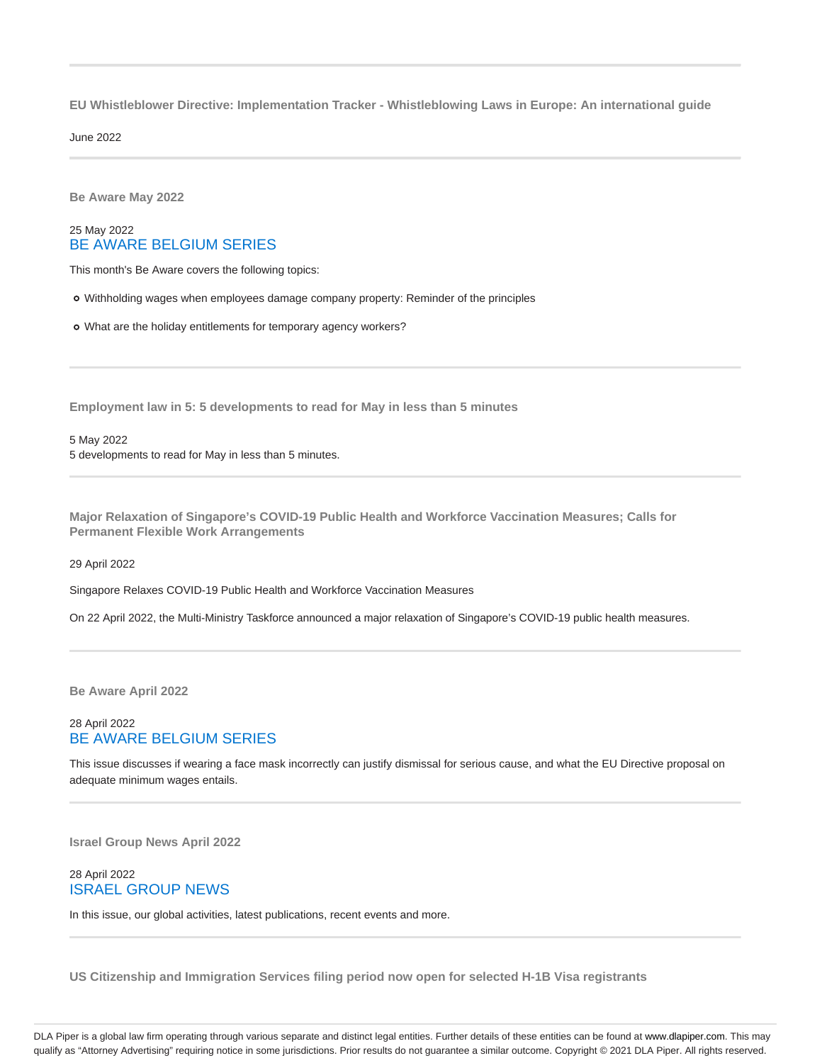---

### EU Whistleblower Directive: Implementation Tracker - Whistleblowing Laws in Europe: An international guide

June 2022

---

### Be Aware May 2022

25 May 2022
BE AWARE BELGIUM SERIES

This month's Be Aware covers the following topics:

- Withholding wages when employees damage company property: Reminder of the principles
- What are the holiday entitlements for temporary agency workers?

---

### Employment law in 5: 5 developments to read for May in less than 5 minutes

5 May 2022
5 developments to read for May in less than 5 minutes.

---

### Major Relaxation of Singapore's COVID-19 Public Health and Workforce Vaccination Measures; Calls for Permanent Flexible Work Arrangements

29 April 2022

Singapore Relaxes COVID-19 Public Health and Workforce Vaccination Measures

On 22 April 2022, the Multi-Ministry Taskforce announced a major relaxation of Singapore's COVID-19 public health measures.

---

### Be Aware April 2022

28 April 2022
BE AWARE BELGIUM SERIES

This issue discusses if wearing a face mask incorrectly can justify dismissal for serious cause, and what the EU Directive proposal on adequate minimum wages entails.

---

### Israel Group News April 2022

28 April 2022
ISRAEL GROUP NEWS

In this issue, our global activities, latest publications, recent events and more.

---

### US Citizenship and Immigration Services filing period now open for selected H-1B Visa registrants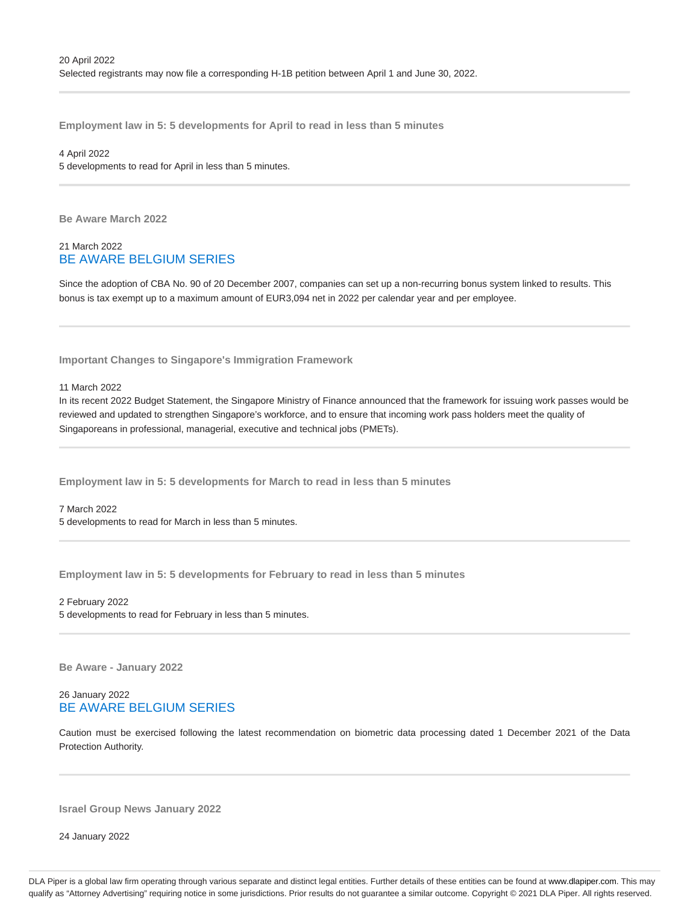20 April 2022
Selected registrants may now file a corresponding H-1B petition between April 1 and June 30, 2022.

---

**Employment law in 5: 5 developments for April to read in less than 5 minutes**

4 April 2022
5 developments to read for April in less than 5 minutes.

---

**Be Aware March 2022**

21 March 2022
BE AWARE BELGIUM SERIES

Since the adoption of CBA No. 90 of 20 December 2007, companies can set up a non-recurring bonus system linked to results. This bonus is tax exempt up to a maximum amount of EUR3,094 net in 2022 per calendar year and per employee.

---

**Important Changes to Singapore's Immigration Framework**

11 March 2022
In its recent 2022 Budget Statement, the Singapore Ministry of Finance announced that the framework for issuing work passes would be reviewed and updated to strengthen Singapore's workforce, and to ensure that incoming work pass holders meet the quality of Singaporeans in professional, managerial, executive and technical jobs (PMETs).

---

**Employment law in 5: 5 developments for March to read in less than 5 minutes**

7 March 2022
5 developments to read for March in less than 5 minutes.

---

**Employment law in 5: 5 developments for February to read in less than 5 minutes**

2 February 2022
5 developments to read for February in less than 5 minutes.

---

**Be Aware - January 2022**

26 January 2022
BE AWARE BELGIUM SERIES

Caution must be exercised following the latest recommendation on biometric data processing dated 1 December 2021 of the Data Protection Authority.

---

**Israel Group News January 2022**

24 January 2022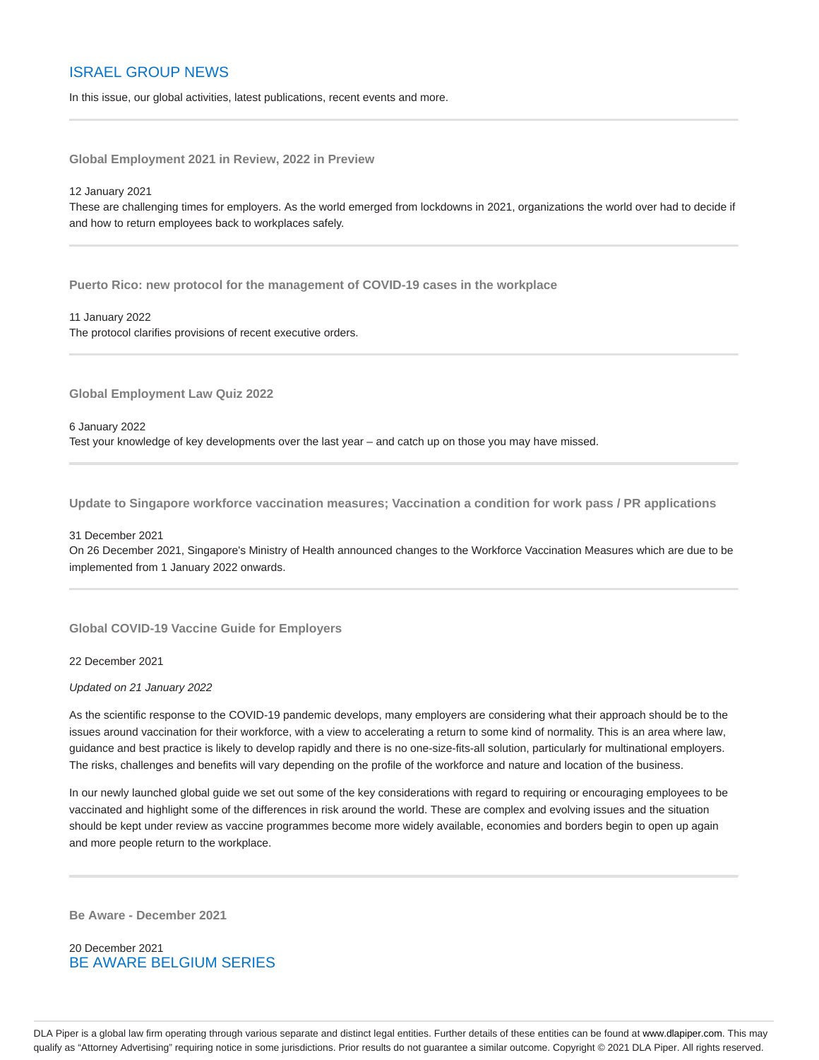## ISRAEL GROUP NEWS

In this issue, our global activities, latest publications, recent events and more.

---

### Global Employment 2021 in Review, 2022 in Preview

12 January 2021

These are challenging times for employers. As the world emerged from lockdowns in 2021, organizations the world over had to decide if and how to return employees back to workplaces safely.

---

### Puerto Rico: new protocol for the management of COVID-19 cases in the workplace

11 January 2022

The protocol clarifies provisions of recent executive orders.

---

### Global Employment Law Quiz 2022

6 January 2022

Test your knowledge of key developments over the last year – and catch up on those you may have missed.

---

### Update to Singapore workforce vaccination measures; Vaccination a condition for work pass / PR applications

31 December 2021

On 26 December 2021, Singapore's Ministry of Health announced changes to the Workforce Vaccination Measures which are due to be implemented from 1 January 2022 onwards.

---

### Global COVID-19 Vaccine Guide for Employers

22 December 2021

*Updated on 21 January 2022*

As the scientific response to the COVID-19 pandemic develops, many employers are considering what their approach should be to the issues around vaccination for their workforce, with a view to accelerating a return to some kind of normality. This is an area where law, guidance and best practice is likely to develop rapidly and there is no one-size-fits-all solution, particularly for multinational employers. The risks, challenges and benefits will vary depending on the profile of the workforce and nature and location of the business.

In our newly launched global guide we set out some of the key considerations with regard to requiring or encouraging employees to be vaccinated and highlight some of the differences in risk around the world. These are complex and evolving issues and the situation should be kept under review as vaccine programmes become more widely available, economies and borders begin to open up again and more people return to the workplace.

---

### Be Aware - December 2021

20 December 2021

## BE AWARE BELGIUM SERIES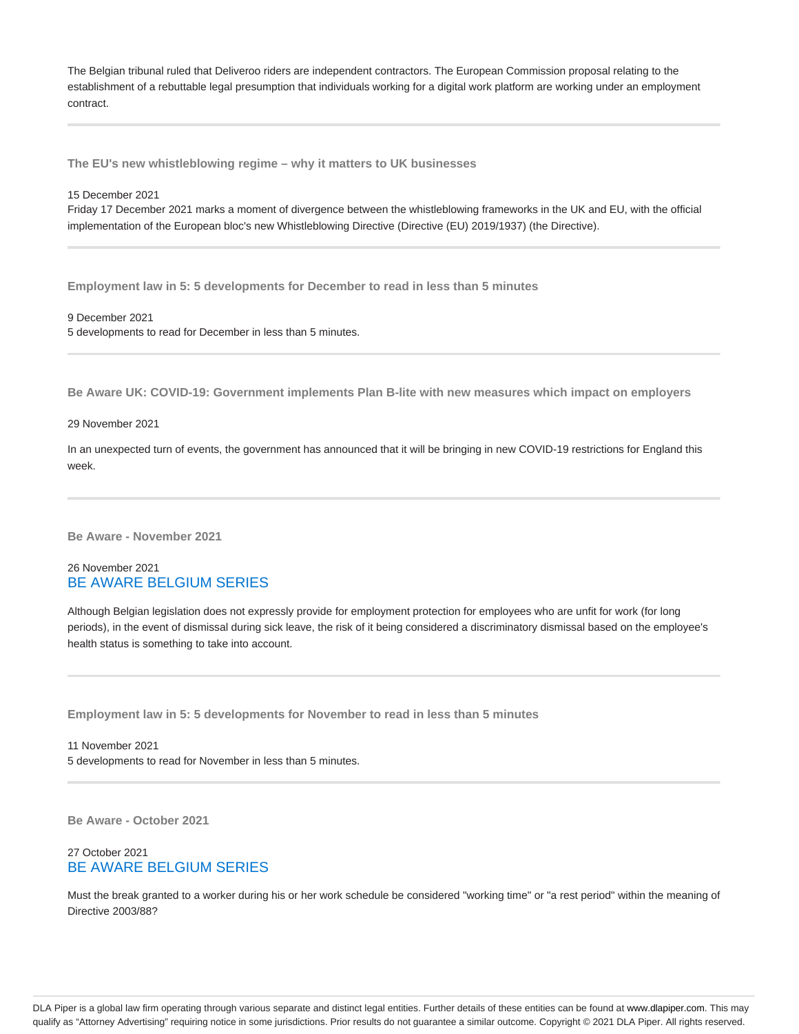The Belgian tribunal ruled that Deliveroo riders are independent contractors. The European Commission proposal relating to the establishment of a rebuttable legal presumption that individuals working for a digital work platform are working under an employment contract.

---

### The EU's new whistleblowing regime – why it matters to UK businesses

15 December 2021

Friday 17 December 2021 marks a moment of divergence between the whistleblowing frameworks in the UK and EU, with the official implementation of the European bloc's new Whistleblowing Directive (Directive (EU) 2019/1937) (the Directive).

---

### Employment law in 5: 5 developments for December to read in less than 5 minutes

9 December 2021

5 developments to read for December in less than 5 minutes.

---

### Be Aware UK: COVID-19: Government implements Plan B-lite with new measures which impact on employers

29 November 2021

In an unexpected turn of events, the government has announced that it will be bringing in new COVID-19 restrictions for England this week.

---

### Be Aware - November 2021

26 November 2021

BE AWARE BELGIUM SERIES

Although Belgian legislation does not expressly provide for employment protection for employees who are unfit for work (for long periods), in the event of dismissal during sick leave, the risk of it being considered a discriminatory dismissal based on the employee's health status is something to take into account.

---

### Employment law in 5: 5 developments for November to read in less than 5 minutes

11 November 2021

5 developments to read for November in less than 5 minutes.

---

### Be Aware - October 2021

27 October 2021

BE AWARE BELGIUM SERIES

Must the break granted to a worker during his or her work schedule be considered "working time" or "a rest period" within the meaning of Directive 2003/88?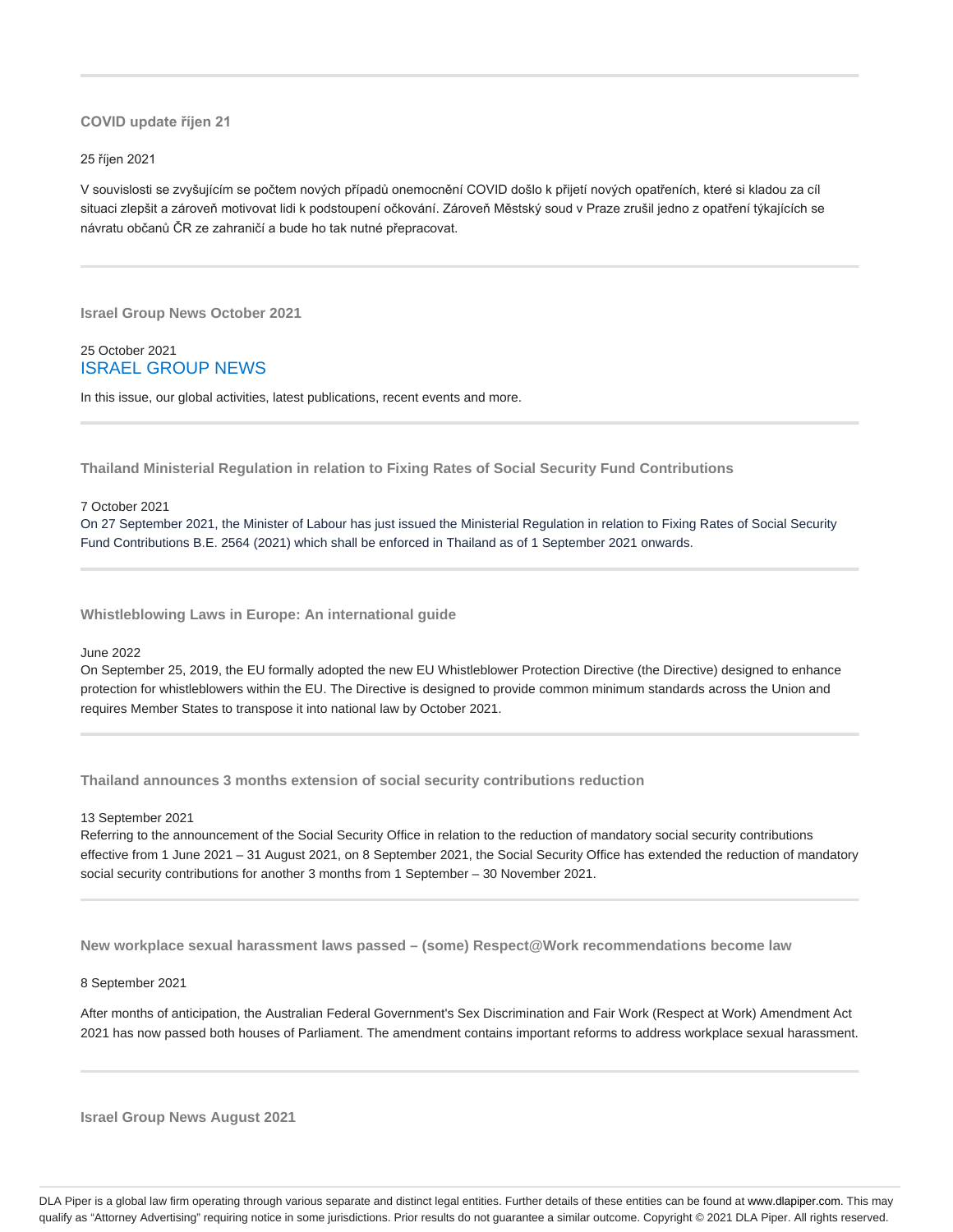---

### COVID update říjen 21

25 říjen 2021

V souvislosti se zvyšujícím se počtem nových případů onemocnění COVID došlo k přijetí nových opatřeních, které si kladou za cíl situaci zlepšit a zároveň motivovat lidi k podstoupení očkování. Zároveň Městský soud v Praze zrušil jedno z opatření týkajících se návratu občanů ČR ze zahraničí a bude ho tak nutné přepracovat.

---

### Israel Group News October 2021

25 October 2021

ISRAEL GROUP NEWS

In this issue, our global activities, latest publications, recent events and more.

---

### Thailand Ministerial Regulation in relation to Fixing Rates of Social Security Fund Contributions

7 October 2021

On 27 September 2021, the Minister of Labour has just issued the Ministerial Regulation in relation to Fixing Rates of Social Security Fund Contributions B.E. 2564 (2021) which shall be enforced in Thailand as of 1 September 2021 onwards.

---

### Whistleblowing Laws in Europe: An international guide

June 2022

On September 25, 2019, the EU formally adopted the new EU Whistleblower Protection Directive (the Directive) designed to enhance protection for whistleblowers within the EU. The Directive is designed to provide common minimum standards across the Union and requires Member States to transpose it into national law by October 2021.

---

### Thailand announces 3 months extension of social security contributions reduction

13 September 2021

Referring to the announcement of the Social Security Office in relation to the reduction of mandatory social security contributions effective from 1 June 2021 – 31 August 2021, on 8 September 2021, the Social Security Office has extended the reduction of mandatory social security contributions for another 3 months from 1 September – 30 November 2021.

---

### New workplace sexual harassment laws passed – (some) Respect@Work recommendations become law

8 September 2021

After months of anticipation, the Australian Federal Government's Sex Discrimination and Fair Work (Respect at Work) Amendment Act 2021 has now passed both houses of Parliament. The amendment contains important reforms to address workplace sexual harassment.

---

### Israel Group News August 2021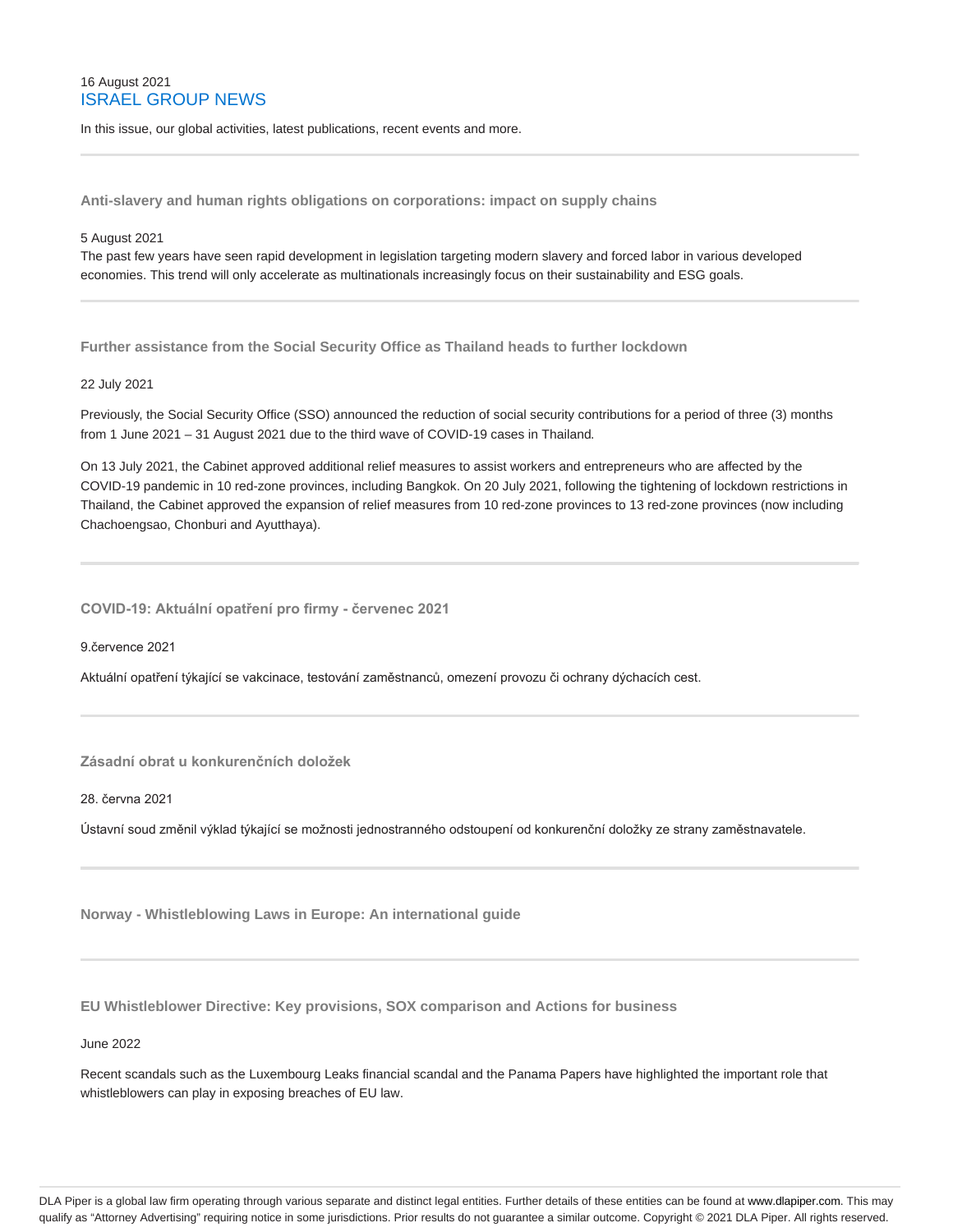16 August 2021

# ISRAEL GROUP NEWS

In this issue, our global activities, latest publications, recent events and more.

---

### Anti-slavery and human rights obligations on corporations: impact on supply chains

5 August 2021

The past few years have seen rapid development in legislation targeting modern slavery and forced labor in various developed economies. This trend will only accelerate as multinationals increasingly focus on their sustainability and ESG goals.

---

### Further assistance from the Social Security Office as Thailand heads to further lockdown

22 July 2021

Previously, the Social Security Office (SSO) announced the reduction of social security contributions for a period of three (3) months from 1 June 2021 – 31 August 2021 due to the third wave of COVID-19 cases in Thailand.

On 13 July 2021, the Cabinet approved additional relief measures to assist workers and entrepreneurs who are affected by the COVID-19 pandemic in 10 red-zone provinces, including Bangkok. On 20 July 2021, following the tightening of lockdown restrictions in Thailand, the Cabinet approved the expansion of relief measures from 10 red-zone provinces to 13 red-zone provinces (now including Chachoengsao, Chonburi and Ayutthaya).

---

### COVID-19: Aktuální opatření pro firmy - červenec 2021

9.července 2021

Aktuální opatření týkající se vakcinace, testování zaměstnanců, omezení provozu či ochrany dýchacích cest.

---

### Zásadní obrat u konkurenčních doložek

28. června 2021

Ústavní soud změnil výklad týkající se možnosti jednostranného odstoupení od konkurenční doložky ze strany zaměstnavatele.

---

### Norway - Whistleblowing Laws in Europe: An international guide

---

### EU Whistleblower Directive: Key provisions, SOX comparison and Actions for business

June 2022

Recent scandals such as the Luxembourg Leaks financial scandal and the Panama Papers have highlighted the important role that whistleblowers can play in exposing breaches of EU law.

---

DLA Piper is a global law firm operating through various separate and distinct legal entities. Further details of these entities can be found at www.dlapiper.com. This may qualify as "Attorney Advertising" requiring notice in some jurisdictions. Prior results do not guarantee a similar outcome. Copyright © 2021 DLA Piper. All rights reserved.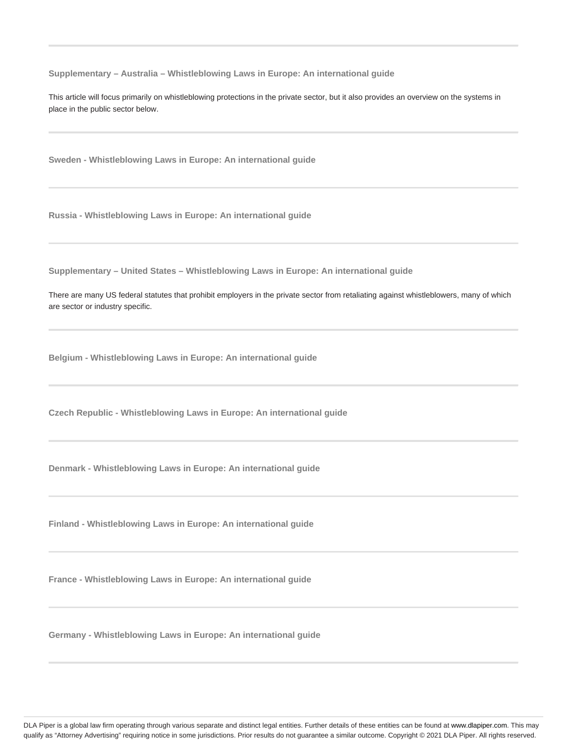---

**Supplementary – Australia – Whistleblowing Laws in Europe: An international guide**

This article will focus primarily on whistleblowing protections in the private sector, but it also provides an overview on the systems in place in the public sector below.

---

**Sweden - Whistleblowing Laws in Europe: An international guide**

---

**Russia - Whistleblowing Laws in Europe: An international guide**

---

**Supplementary – United States – Whistleblowing Laws in Europe: An international guide**

There are many US federal statutes that prohibit employers in the private sector from retaliating against whistleblowers, many of which are sector or industry specific.

---

**Belgium - Whistleblowing Laws in Europe: An international guide**

---

**Czech Republic - Whistleblowing Laws in Europe: An international guide**

---

**Denmark - Whistleblowing Laws in Europe: An international guide**

---

**Finland - Whistleblowing Laws in Europe: An international guide**

---

**France - Whistleblowing Laws in Europe: An international guide**

---

**Germany - Whistleblowing Laws in Europe: An international guide**

---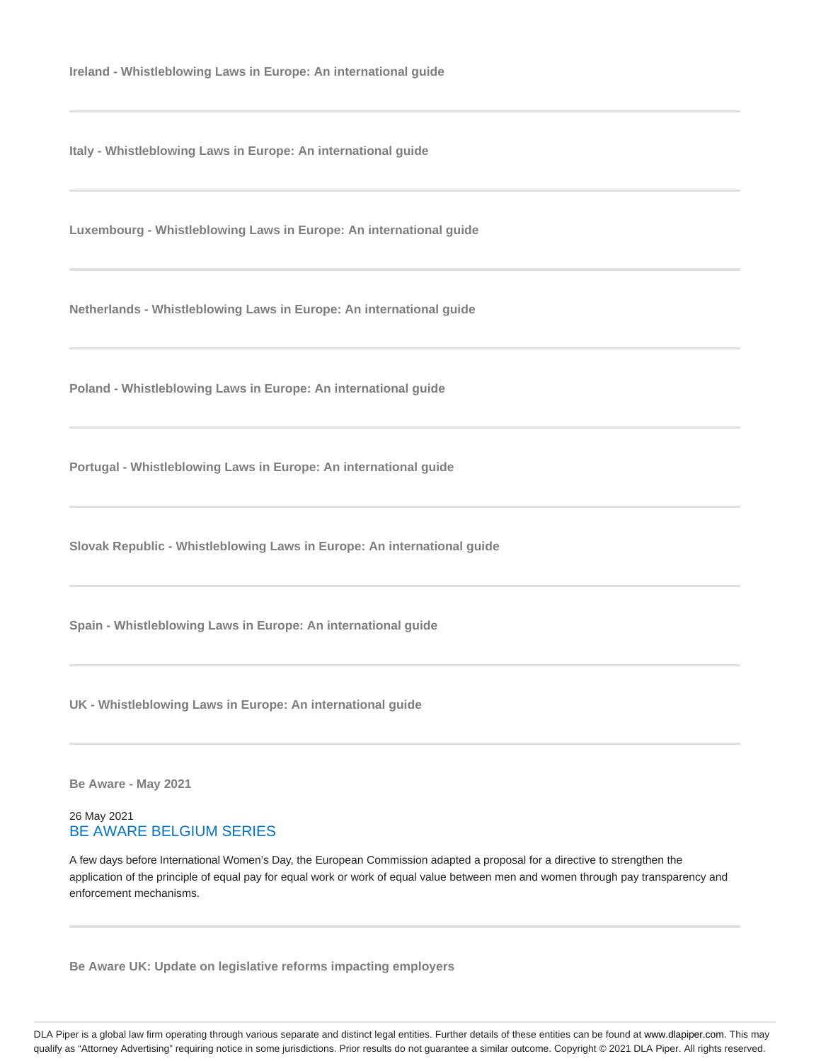**Ireland - Whistleblowing Laws in Europe: An international guide**

---

**Italy - Whistleblowing Laws in Europe: An international guide**

---

**Luxembourg - Whistleblowing Laws in Europe: An international guide**

---

**Netherlands - Whistleblowing Laws in Europe: An international guide**

---

**Poland - Whistleblowing Laws in Europe: An international guide**

---

**Portugal - Whistleblowing Laws in Europe: An international guide**

---

**Slovak Republic - Whistleblowing Laws in Europe: An international guide**

---

**Spain - Whistleblowing Laws in Europe: An international guide**

---

**UK - Whistleblowing Laws in Europe: An international guide**

---

**Be Aware - May 2021**

26 May 2021
BE AWARE BELGIUM SERIES

A few days before International Women's Day, the European Commission adapted a proposal for a directive to strengthen the application of the principle of equal pay for equal work or work of equal value between men and women through pay transparency and enforcement mechanisms.

---

**Be Aware UK: Update on legislative reforms impacting employers**

DLA Piper is a global law firm operating through various separate and distinct legal entities. Further details of these entities can be found at www.dlapiper.com. This may qualify as "Attorney Advertising" requiring notice in some jurisdictions. Prior results do not guarantee a similar outcome. Copyright © 2021 DLA Piper. All rights reserved.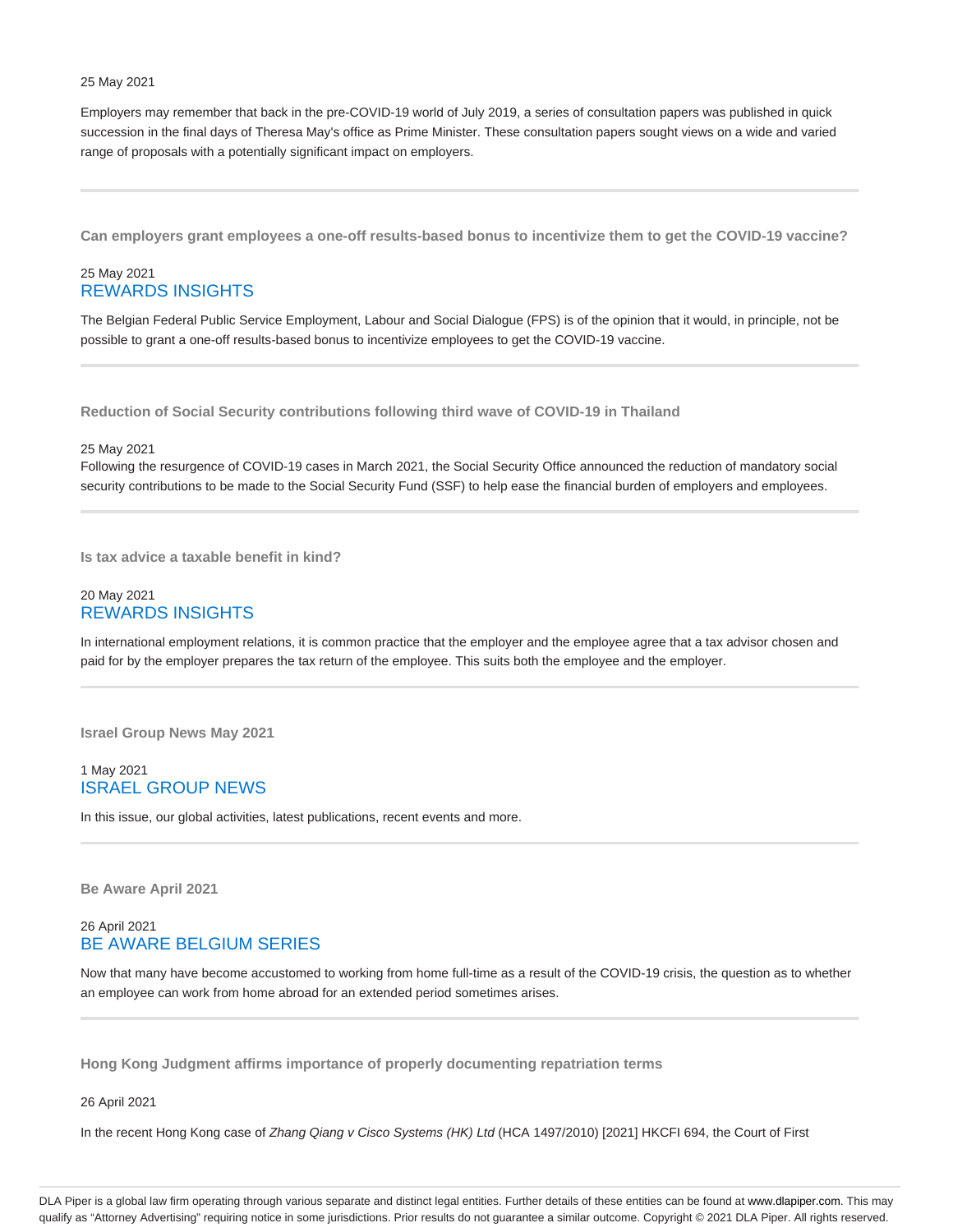25 May 2021

Employers may remember that back in the pre-COVID-19 world of July 2019, a series of consultation papers was published in quick succession in the final days of Theresa May's office as Prime Minister. These consultation papers sought views on a wide and varied range of proposals with a potentially significant impact on employers.

---

### Can employers grant employees a one-off results-based bonus to incentivize them to get the COVID-19 vaccine?

25 May 2021
REWARDS INSIGHTS

The Belgian Federal Public Service Employment, Labour and Social Dialogue (FPS) is of the opinion that it would, in principle, not be possible to grant a one-off results-based bonus to incentivize employees to get the COVID-19 vaccine.

---

### Reduction of Social Security contributions following third wave of COVID-19 in Thailand

25 May 2021
Following the resurgence of COVID-19 cases in March 2021, the Social Security Office announced the reduction of mandatory social security contributions to be made to the Social Security Fund (SSF) to help ease the financial burden of employers and employees.

---

### Is tax advice a taxable benefit in kind?

20 May 2021
REWARDS INSIGHTS

In international employment relations, it is common practice that the employer and the employee agree that a tax advisor chosen and paid for by the employer prepares the tax return of the employee. This suits both the employee and the employer.

---

### Israel Group News May 2021

1 May 2021
ISRAEL GROUP NEWS

In this issue, our global activities, latest publications, recent events and more.

---

### Be Aware April 2021

26 April 2021
BE AWARE BELGIUM SERIES

Now that many have become accustomed to working from home full-time as a result of the COVID-19 crisis, the question as to whether an employee can work from home abroad for an extended period sometimes arises.

---

### Hong Kong Judgment affirms importance of properly documenting repatriation terms

26 April 2021

In the recent Hong Kong case of *Zhang Qiang v Cisco Systems (HK) Ltd* (HCA 1497/2010) [2021] HKCFI 694, the Court of First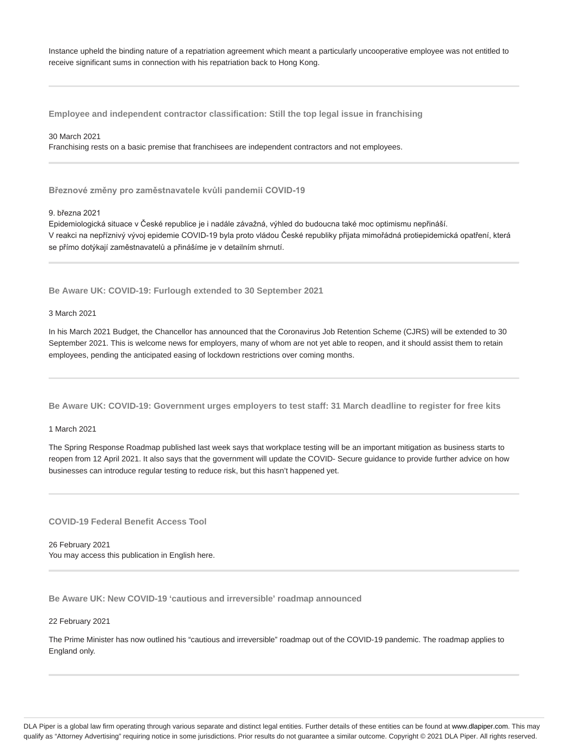Instance upheld the binding nature of a repatriation agreement which meant a particularly uncooperative employee was not entitled to receive significant sums in connection with his repatriation back to Hong Kong.

---

### Employee and independent contractor classification: Still the top legal issue in franchising

30 March 2021

Franchising rests on a basic premise that franchisees are independent contractors and not employees.

---

### Březnové změny pro zaměstnavatele kvůli pandemii COVID-19

9. března 2021

Epidemiologická situace v České republice je i nadále závažná, výhled do budoucna také moc optimismu nepřináší.
V reakci na nepříznivý vývoj epidemie COVID-19 byla proto vládou České republiky přijata mimořádná protiepidemická opatření, která se přímo dotýkají zaměstnavatelů a přinášíme je v detailním shrnutí.

---

### Be Aware UK: COVID-19: Furlough extended to 30 September 2021

3 March 2021

In his March 2021 Budget, the Chancellor has announced that the Coronavirus Job Retention Scheme (CJRS) will be extended to 30 September 2021. This is welcome news for employers, many of whom are not yet able to reopen, and it should assist them to retain employees, pending the anticipated easing of lockdown restrictions over coming months.

---

### Be Aware UK: COVID-19: Government urges employers to test staff: 31 March deadline to register for free kits

1 March 2021

The Spring Response Roadmap published last week says that workplace testing will be an important mitigation as business starts to reopen from 12 April 2021. It also says that the government will update the COVID- Secure guidance to provide further advice on how businesses can introduce regular testing to reduce risk, but this hasn't happened yet.

---

### COVID-19 Federal Benefit Access Tool

26 February 2021

You may access this publication in English here.

---

### Be Aware UK: New COVID-19 'cautious and irreversible' roadmap announced

22 February 2021

The Prime Minister has now outlined his "cautious and irreversible" roadmap out of the COVID-19 pandemic. The roadmap applies to England only.

---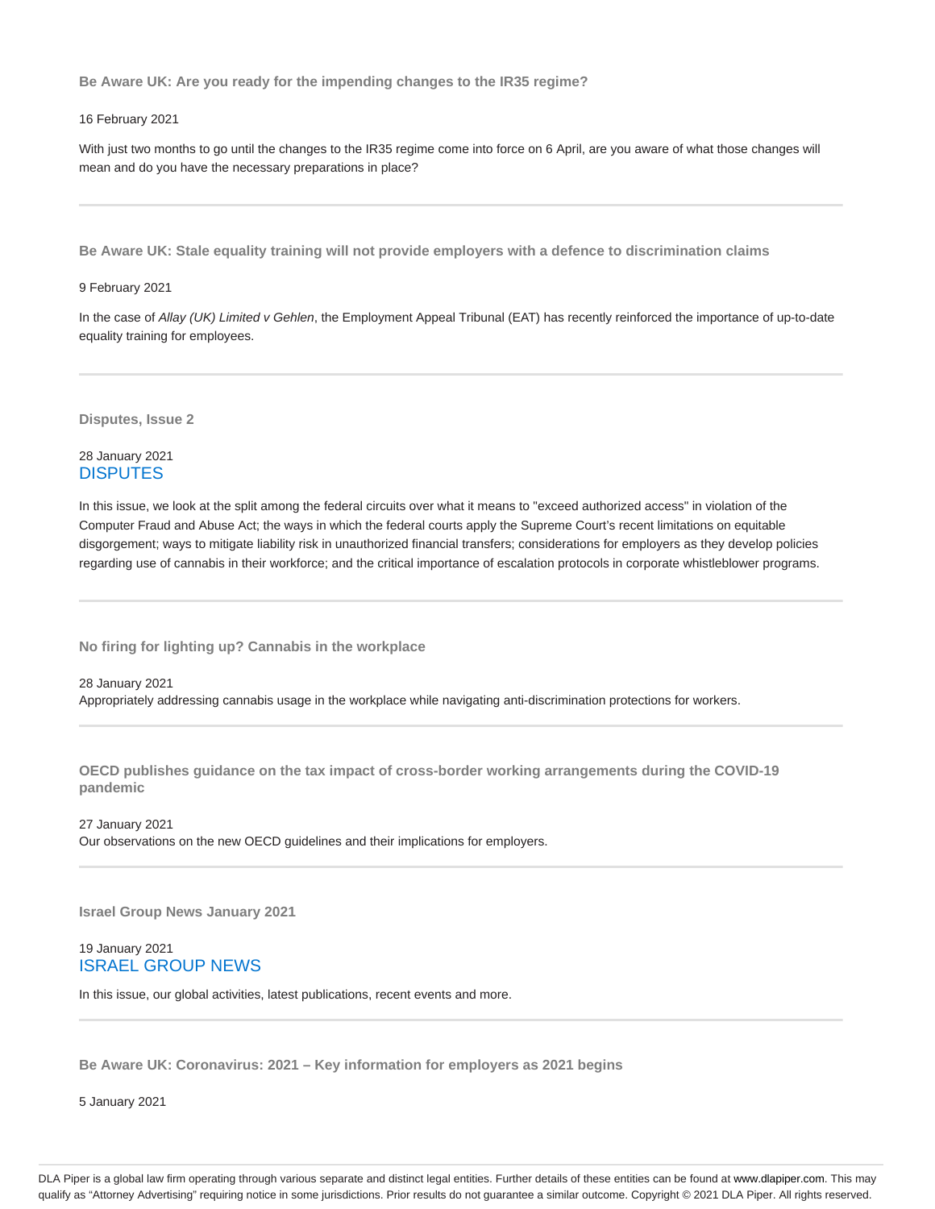### Be Aware UK: Are you ready for the impending changes to the IR35 regime?

16 February 2021

With just two months to go until the changes to the IR35 regime come into force on 6 April, are you aware of what those changes will mean and do you have the necessary preparations in place?

---

### Be Aware UK: Stale equality training will not provide employers with a defence to discrimination claims

9 February 2021

In the case of *Allay (UK) Limited v Gehlen*, the Employment Appeal Tribunal (EAT) has recently reinforced the importance of up-to-date equality training for employees.

---

### Disputes, Issue 2

28 January 2021
DISPUTES

In this issue, we look at the split among the federal circuits over what it means to "exceed authorized access" in violation of the Computer Fraud and Abuse Act; the ways in which the federal courts apply the Supreme Court's recent limitations on equitable disgorgement; ways to mitigate liability risk in unauthorized financial transfers; considerations for employers as they develop policies regarding use of cannabis in their workforce; and the critical importance of escalation protocols in corporate whistleblower programs.

---

### No firing for lighting up? Cannabis in the workplace

28 January 2021
Appropriately addressing cannabis usage in the workplace while navigating anti-discrimination protections for workers.

---

### OECD publishes guidance on the tax impact of cross-border working arrangements during the COVID-19 pandemic

27 January 2021
Our observations on the new OECD guidelines and their implications for employers.

---

### Israel Group News January 2021

19 January 2021
ISRAEL GROUP NEWS

In this issue, our global activities, latest publications, recent events and more.

---

### Be Aware UK: Coronavirus: 2021 – Key information for employers as 2021 begins

5 January 2021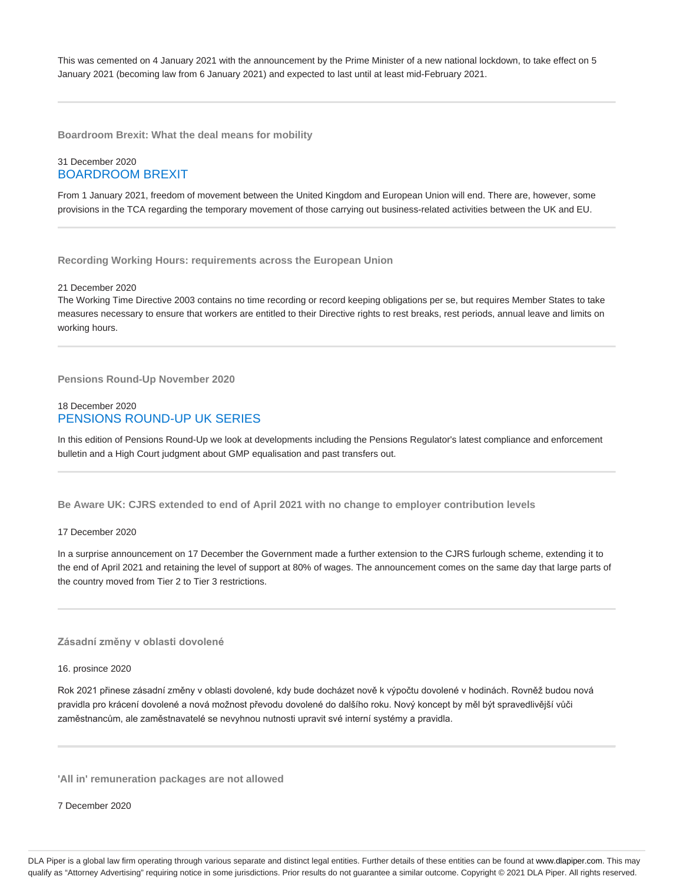This was cemented on 4 January 2021 with the announcement by the Prime Minister of a new national lockdown, to take effect on 5 January 2021 (becoming law from 6 January 2021) and expected to last until at least mid-February 2021.

---

### Boardroom Brexit: What the deal means for mobility

31 December 2020
BOARDROOM BREXIT

From 1 January 2021, freedom of movement between the United Kingdom and European Union will end. There are, however, some provisions in the TCA regarding the temporary movement of those carrying out business-related activities between the UK and EU.

---

### Recording Working Hours: requirements across the European Union

21 December 2020
The Working Time Directive 2003 contains no time recording or record keeping obligations per se, but requires Member States to take measures necessary to ensure that workers are entitled to their Directive rights to rest breaks, rest periods, annual leave and limits on working hours.

---

### Pensions Round-Up November 2020

18 December 2020
PENSIONS ROUND-UP UK SERIES

In this edition of Pensions Round-Up we look at developments including the Pensions Regulator's latest compliance and enforcement bulletin and a High Court judgment about GMP equalisation and past transfers out.

---

### Be Aware UK: CJRS extended to end of April 2021 with no change to employer contribution levels

17 December 2020

In a surprise announcement on 17 December the Government made a further extension to the CJRS furlough scheme, extending it to the end of April 2021 and retaining the level of support at 80% of wages. The announcement comes on the same day that large parts of the country moved from Tier 2 to Tier 3 restrictions.

---

### Zásadní změny v oblasti dovolené

16. prosince 2020

Rok 2021 přinese zásadní změny v oblasti dovolené, kdy bude docházet nově k výpočtu dovolené v hodinách. Rovněž budou nová pravidla pro krácení dovolené a nová možnost převodu dovolené do dalšího roku. Nový koncept by měl být spravedlivější vůči zaměstnancům, ale zaměstnavatelé se nevyhnou nutnosti upravit své interní systémy a pravidla.

---

### 'All in' remuneration packages are not allowed

7 December 2020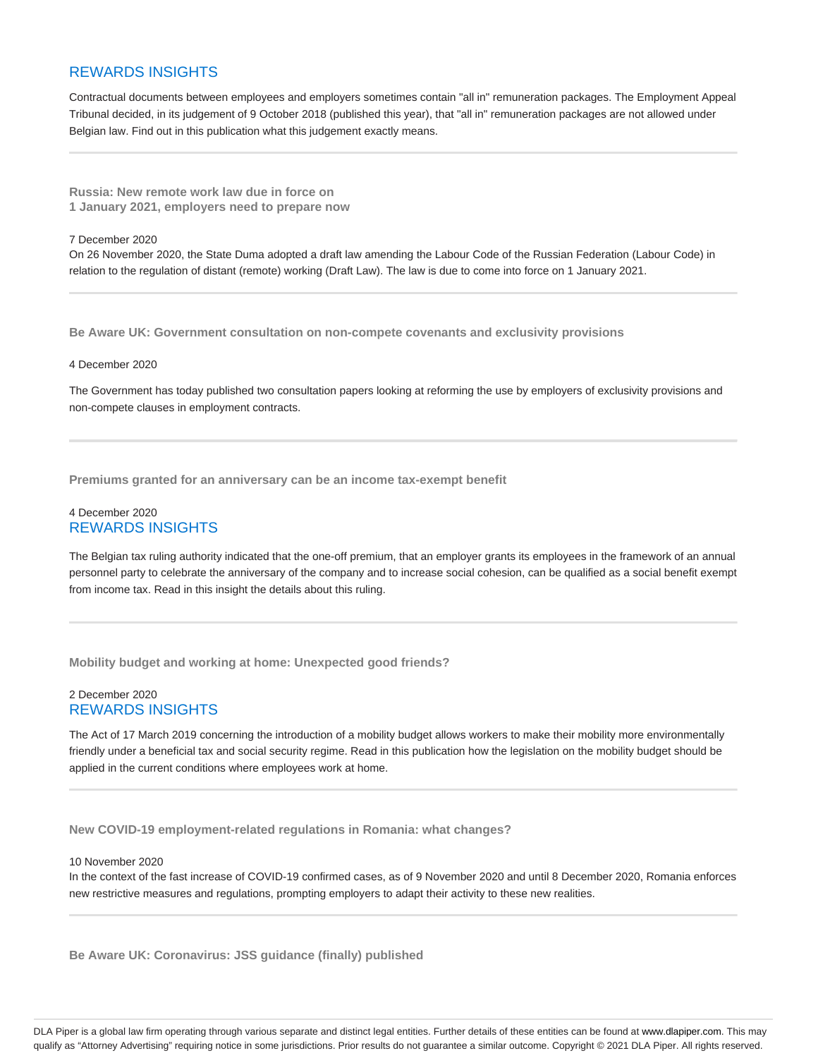REWARDS INSIGHTS

Contractual documents between employees and employers sometimes contain "all in" remuneration packages. The Employment Appeal Tribunal decided, in its judgement of 9 October 2018 (published this year), that "all in" remuneration packages are not allowed under Belgian law. Find out in this publication what this judgement exactly means.

---

### Russia: New remote work law due in force on 1 January 2021, employers need to prepare now

7 December 2020

On 26 November 2020, the State Duma adopted a draft law amending the Labour Code of the Russian Federation (Labour Code) in relation to the regulation of distant (remote) working (Draft Law). The law is due to come into force on 1 January 2021.

---

### Be Aware UK: Government consultation on non-compete covenants and exclusivity provisions

4 December 2020

The Government has today published two consultation papers looking at reforming the use by employers of exclusivity provisions and non-compete clauses in employment contracts.

---

### Premiums granted for an anniversary can be an income tax-exempt benefit

4 December 2020

REWARDS INSIGHTS

The Belgian tax ruling authority indicated that the one-off premium, that an employer grants its employees in the framework of an annual personnel party to celebrate the anniversary of the company and to increase social cohesion, can be qualified as a social benefit exempt from income tax. Read in this insight the details about this ruling.

---

### Mobility budget and working at home: Unexpected good friends?

2 December 2020

REWARDS INSIGHTS

The Act of 17 March 2019 concerning the introduction of a mobility budget allows workers to make their mobility more environmentally friendly under a beneficial tax and social security regime. Read in this publication how the legislation on the mobility budget should be applied in the current conditions where employees work at home.

---

### New COVID-19 employment-related regulations in Romania: what changes?

10 November 2020

In the context of the fast increase of COVID-19 confirmed cases, as of 9 November 2020 and until 8 December 2020, Romania enforces new restrictive measures and regulations, prompting employers to adapt their activity to these new realities.

---

### Be Aware UK: Coronavirus: JSS guidance (finally) published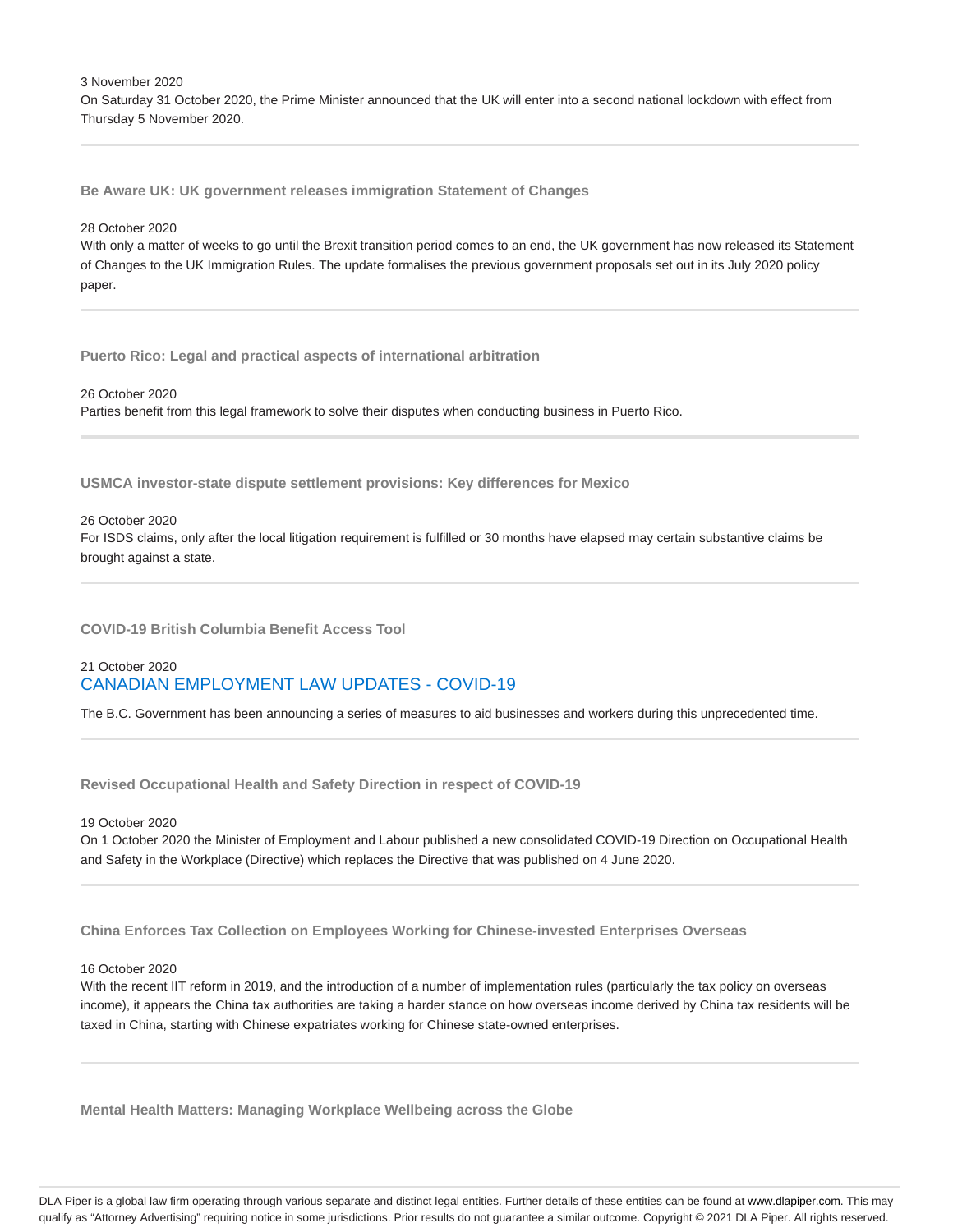3 November 2020

On Saturday 31 October 2020, the Prime Minister announced that the UK will enter into a second national lockdown with effect from Thursday 5 November 2020.

---

### Be Aware UK: UK government releases immigration Statement of Changes

28 October 2020

With only a matter of weeks to go until the Brexit transition period comes to an end, the UK government has now released its Statement of Changes to the UK Immigration Rules. The update formalises the previous government proposals set out in its July 2020 policy paper.

---

### Puerto Rico: Legal and practical aspects of international arbitration

26 October 2020

Parties benefit from this legal framework to solve their disputes when conducting business in Puerto Rico.

---

### USMCA investor-state dispute settlement provisions: Key differences for Mexico

26 October 2020

For ISDS claims, only after the local litigation requirement is fulfilled or 30 months have elapsed may certain substantive claims be brought against a state.

---

### COVID-19 British Columbia Benefit Access Tool

21 October 2020

CANADIAN EMPLOYMENT LAW UPDATES - COVID-19

The B.C. Government has been announcing a series of measures to aid businesses and workers during this unprecedented time.

---

### Revised Occupational Health and Safety Direction in respect of COVID-19

19 October 2020

On 1 October 2020 the Minister of Employment and Labour published a new consolidated COVID-19 Direction on Occupational Health and Safety in the Workplace (Directive) which replaces the Directive that was published on 4 June 2020.

---

### China Enforces Tax Collection on Employees Working for Chinese-invested Enterprises Overseas

16 October 2020

With the recent IIT reform in 2019, and the introduction of a number of implementation rules (particularly the tax policy on overseas income), it appears the China tax authorities are taking a harder stance on how overseas income derived by China tax residents will be taxed in China, starting with Chinese expatriates working for Chinese state-owned enterprises.

---

### Mental Health Matters: Managing Workplace Wellbeing across the Globe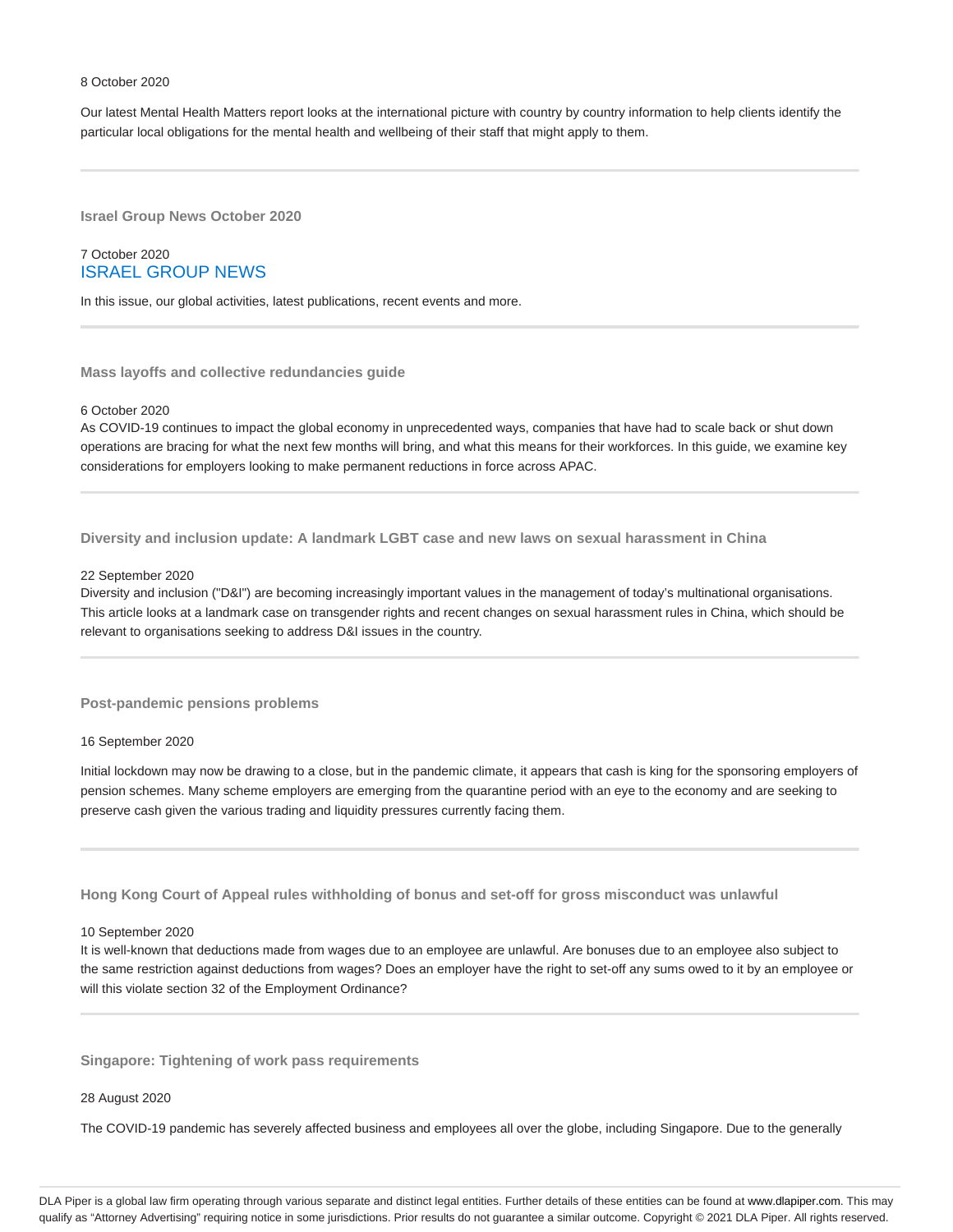8 October 2020

Our latest Mental Health Matters report looks at the international picture with country by country information to help clients identify the particular local obligations for the mental health and wellbeing of their staff that might apply to them.

---

### Israel Group News October 2020

7 October 2020

ISRAEL GROUP NEWS

In this issue, our global activities, latest publications, recent events and more.

---

### Mass layoffs and collective redundancies guide

6 October 2020

As COVID-19 continues to impact the global economy in unprecedented ways, companies that have had to scale back or shut down operations are bracing for what the next few months will bring, and what this means for their workforces. In this guide, we examine key considerations for employers looking to make permanent reductions in force across APAC.

---

### Diversity and inclusion update: A landmark LGBT case and new laws on sexual harassment in China

22 September 2020

Diversity and inclusion ("D&I") are becoming increasingly important values in the management of today's multinational organisations. This article looks at a landmark case on transgender rights and recent changes on sexual harassment rules in China, which should be relevant to organisations seeking to address D&I issues in the country.

---

### Post-pandemic pensions problems

16 September 2020

Initial lockdown may now be drawing to a close, but in the pandemic climate, it appears that cash is king for the sponsoring employers of pension schemes. Many scheme employers are emerging from the quarantine period with an eye to the economy and are seeking to preserve cash given the various trading and liquidity pressures currently facing them.

---

### Hong Kong Court of Appeal rules withholding of bonus and set-off for gross misconduct was unlawful

10 September 2020

It is well-known that deductions made from wages due to an employee are unlawful. Are bonuses due to an employee also subject to the same restriction against deductions from wages? Does an employer have the right to set-off any sums owed to it by an employee or will this violate section 32 of the Employment Ordinance?

---

### Singapore: Tightening of work pass requirements

28 August 2020

The COVID-19 pandemic has severely affected business and employees all over the globe, including Singapore. Due to the generally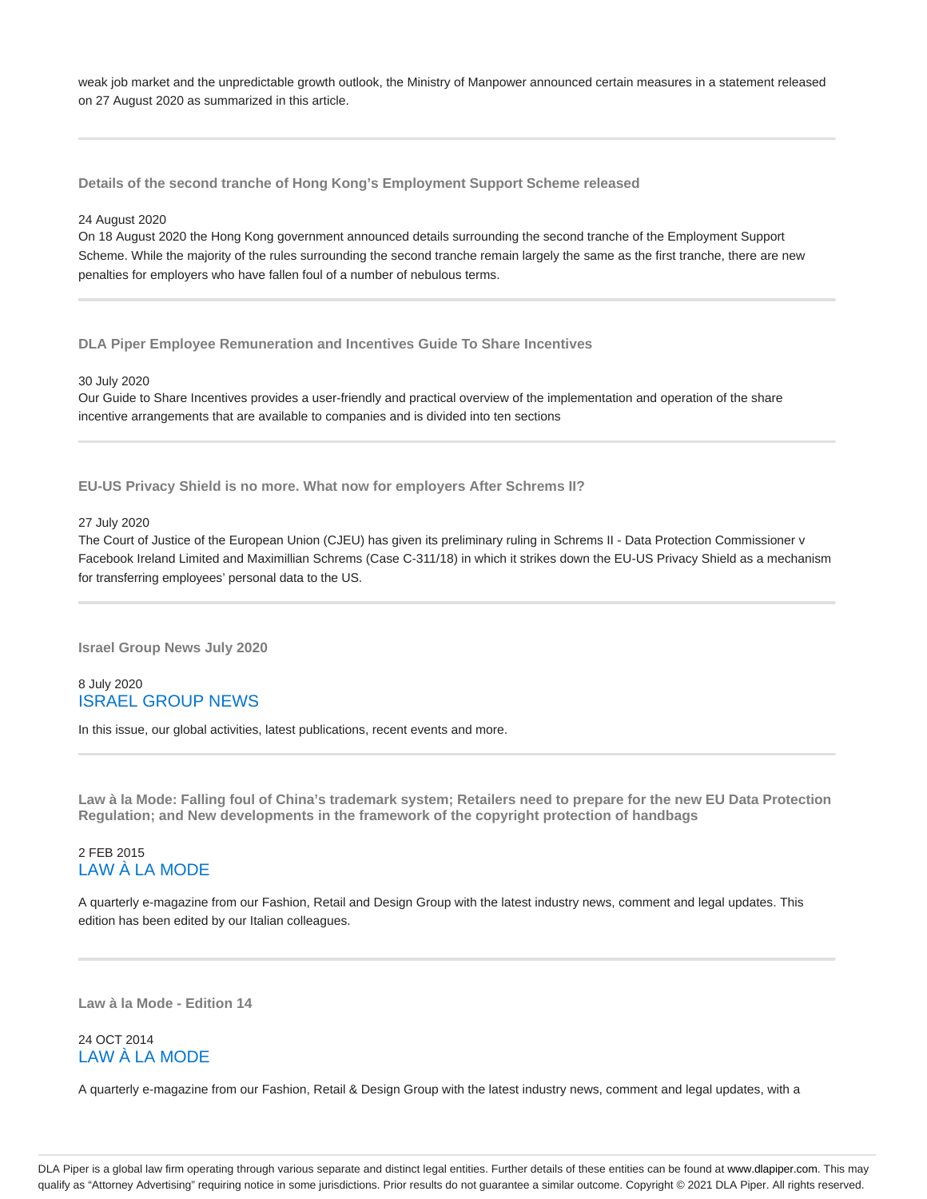weak job market and the unpredictable growth outlook, the Ministry of Manpower announced certain measures in a statement released on 27 August 2020 as summarized in this article.

---

### Details of the second tranche of Hong Kong's Employment Support Scheme released

24 August 2020

On 18 August 2020 the Hong Kong government announced details surrounding the second tranche of the Employment Support Scheme. While the majority of the rules surrounding the second tranche remain largely the same as the first tranche, there are new penalties for employers who have fallen foul of a number of nebulous terms.

---

### DLA Piper Employee Remuneration and Incentives Guide To Share Incentives

30 July 2020

Our Guide to Share Incentives provides a user-friendly and practical overview of the implementation and operation of the share incentive arrangements that are available to companies and is divided into ten sections

---

### EU-US Privacy Shield is no more. What now for employers After Schrems II?

27 July 2020

The Court of Justice of the European Union (CJEU) has given its preliminary ruling in Schrems II - Data Protection Commissioner v Facebook Ireland Limited and Maximillian Schrems (Case C-311/18) in which it strikes down the EU-US Privacy Shield as a mechanism for transferring employees' personal data to the US.

---

### Israel Group News July 2020

8 July 2020

ISRAEL GROUP NEWS

In this issue, our global activities, latest publications, recent events and more.

---

### Law à la Mode: Falling foul of China's trademark system; Retailers need to prepare for the new EU Data Protection Regulation; and New developments in the framework of the copyright protection of handbags

2 FEB 2015

LAW À LA MODE

A quarterly e-magazine from our Fashion, Retail and Design Group with the latest industry news, comment and legal updates. This edition has been edited by our Italian colleagues.

---

### Law à la Mode - Edition 14

24 OCT 2014

LAW À LA MODE

A quarterly e-magazine from our Fashion, Retail & Design Group with the latest industry news, comment and legal updates, with a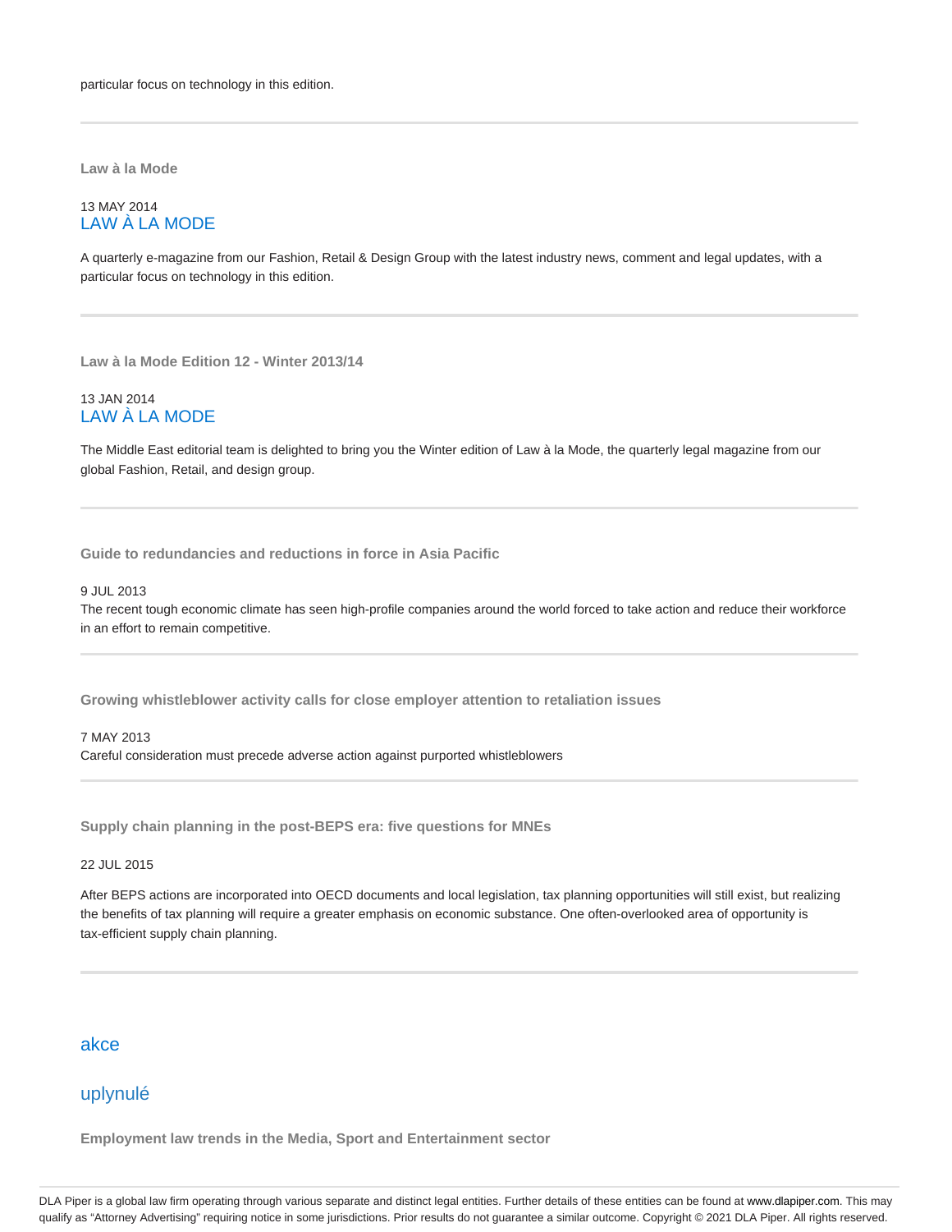particular focus on technology in this edition.

---

**Law à la Mode**

13 MAY 2014
LAW À LA MODE

A quarterly e-magazine from our Fashion, Retail & Design Group with the latest industry news, comment and legal updates, with a particular focus on technology in this edition.

---

**Law à la Mode Edition 12 - Winter 2013/14**

13 JAN 2014
LAW À LA MODE

The Middle East editorial team is delighted to bring you the Winter edition of Law à la Mode, the quarterly legal magazine from our global Fashion, Retail, and design group.

---

**Guide to redundancies and reductions in force in Asia Pacific**

9 JUL 2013
The recent tough economic climate has seen high-profile companies around the world forced to take action and reduce their workforce in an effort to remain competitive.

---

**Growing whistleblower activity calls for close employer attention to retaliation issues**

7 MAY 2013
Careful consideration must precede adverse action against purported whistleblowers

---

**Supply chain planning in the post-BEPS era: five questions for MNEs**

22 JUL 2015

After BEPS actions are incorporated into OECD documents and local legislation, tax planning opportunities will still exist, but realizing the benefits of tax planning will require a greater emphasis on economic substance. One often-overlooked area of opportunity is tax-efficient supply chain planning.

---

## akce

## uplynulé

**Employment law trends in the Media, Sport and Entertainment sector**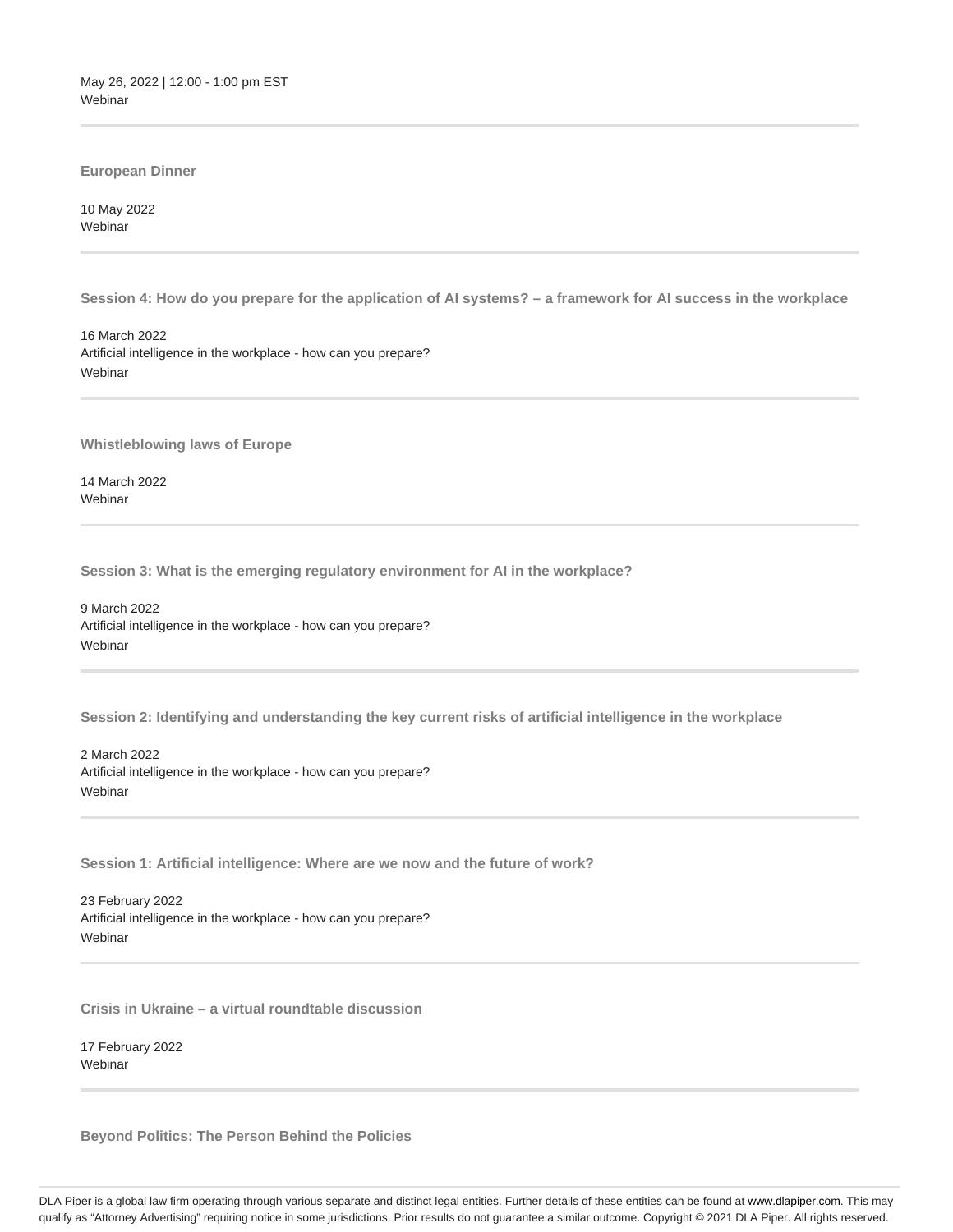May 26, 2022 | 12:00 - 1:00 pm EST
Webinar

---

**European Dinner**

10 May 2022
Webinar

---

**Session 4: How do you prepare for the application of AI systems? – a framework for AI success in the workplace**

16 March 2022
Artificial intelligence in the workplace - how can you prepare?
Webinar

---

**Whistleblowing laws of Europe**

14 March 2022
Webinar

---

**Session 3: What is the emerging regulatory environment for AI in the workplace?**

9 March 2022
Artificial intelligence in the workplace - how can you prepare?
Webinar

---

**Session 2: Identifying and understanding the key current risks of artificial intelligence in the workplace**

2 March 2022
Artificial intelligence in the workplace - how can you prepare?
Webinar

---

**Session 1: Artificial intelligence: Where are we now and the future of work?**

23 February 2022
Artificial intelligence in the workplace - how can you prepare?
Webinar

---

**Crisis in Ukraine – a virtual roundtable discussion**

17 February 2022
Webinar

---

**Beyond Politics: The Person Behind the Policies**

DLA Piper is a global law firm operating through various separate and distinct legal entities. Further details of these entities can be found at www.dlapiper.com. This may qualify as "Attorney Advertising" requiring notice in some jurisdictions. Prior results do not guarantee a similar outcome. Copyright © 2021 DLA Piper. All rights reserved.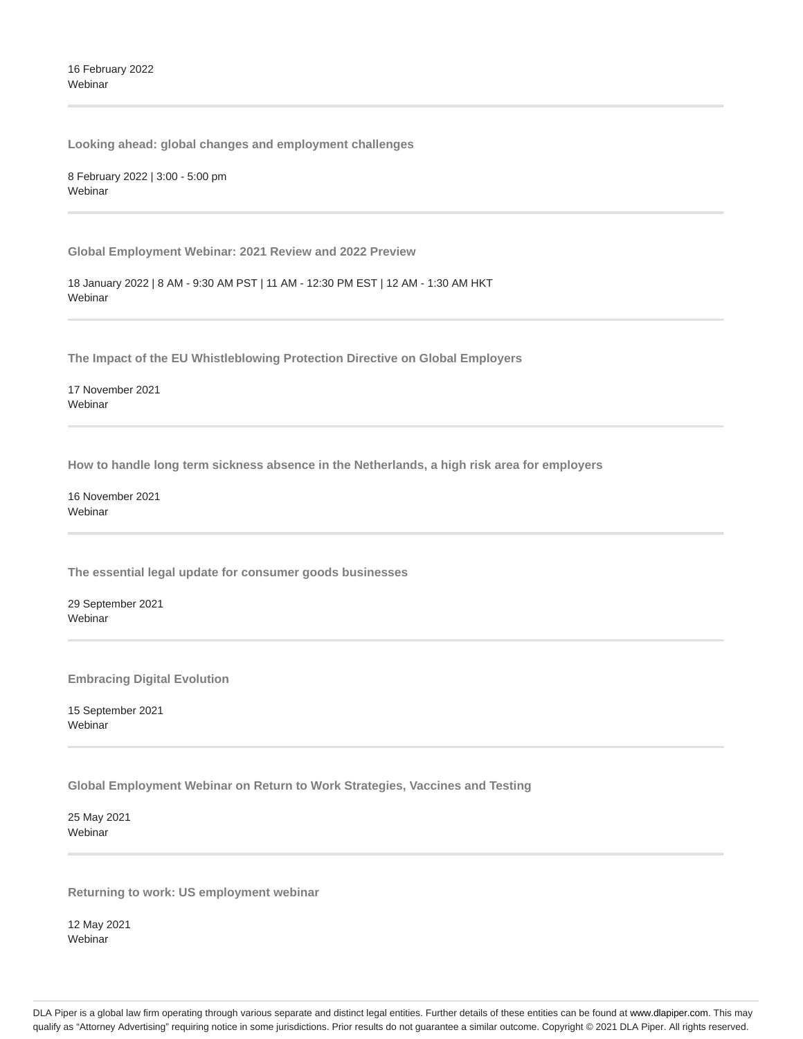16 February 2022
Webinar

---

**Looking ahead: global changes and employment challenges**

8 February 2022 | 3:00 - 5:00 pm
Webinar

---

**Global Employment Webinar: 2021 Review and 2022 Preview**

18 January 2022 | 8 AM - 9:30 AM PST | 11 AM - 12:30 PM EST | 12 AM - 1:30 AM HKT
Webinar

---

**The Impact of the EU Whistleblowing Protection Directive on Global Employers**

17 November 2021
Webinar

---

**How to handle long term sickness absence in the Netherlands, a high risk area for employers**

16 November 2021
Webinar

---

**The essential legal update for consumer goods businesses**

29 September 2021
Webinar

---

**Embracing Digital Evolution**

15 September 2021
Webinar

---

**Global Employment Webinar on Return to Work Strategies, Vaccines and Testing**

25 May 2021
Webinar

---

**Returning to work: US employment webinar**

12 May 2021
Webinar

DLA Piper is a global law firm operating through various separate and distinct legal entities. Further details of these entities can be found at www.dlapiper.com. This may qualify as "Attorney Advertising" requiring notice in some jurisdictions. Prior results do not guarantee a similar outcome. Copyright © 2021 DLA Piper. All rights reserved.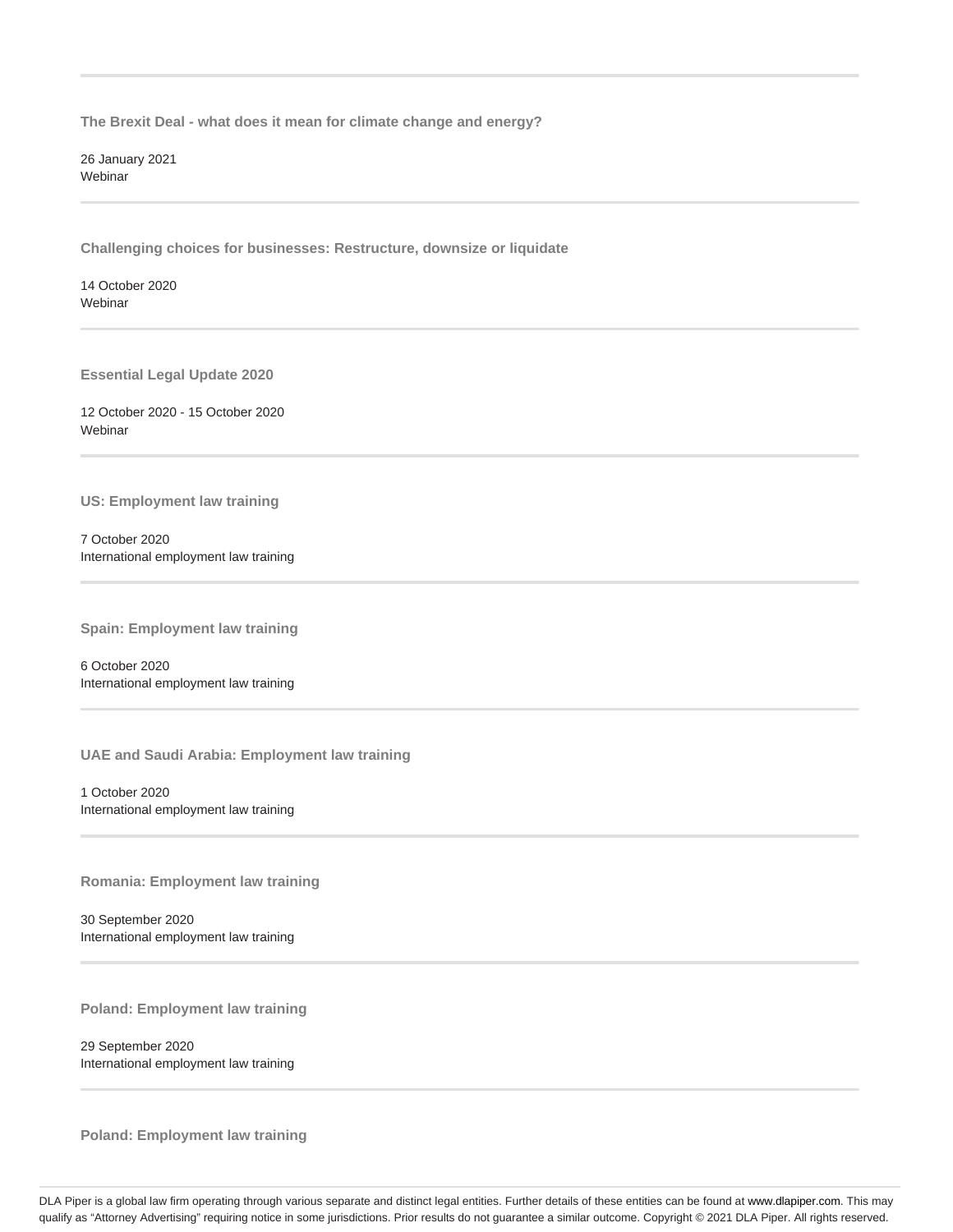---

**The Brexit Deal - what does it mean for climate change and energy?**

26 January 2021
Webinar

---

**Challenging choices for businesses: Restructure, downsize or liquidate**

14 October 2020
Webinar

---

**Essential Legal Update 2020**

12 October 2020 - 15 October 2020
Webinar

---

**US: Employment law training**

7 October 2020
International employment law training

---

**Spain: Employment law training**

6 October 2020
International employment law training

---

**UAE and Saudi Arabia: Employment law training**

1 October 2020
International employment law training

---

**Romania: Employment law training**

30 September 2020
International employment law training

---

**Poland: Employment law training**

29 September 2020
International employment law training

---

**Poland: Employment law training**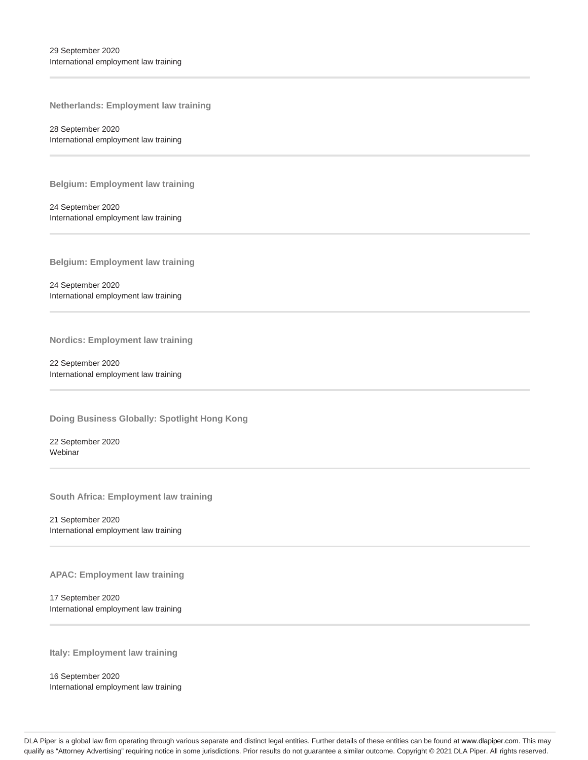29 September 2020
International employment law training

---

**Netherlands: Employment law training**

28 September 2020
International employment law training

---

**Belgium: Employment law training**

24 September 2020
International employment law training

---

**Belgium: Employment law training**

24 September 2020
International employment law training

---

**Nordics: Employment law training**

22 September 2020
International employment law training

---

**Doing Business Globally: Spotlight Hong Kong**

22 September 2020
Webinar

---

**South Africa: Employment law training**

21 September 2020
International employment law training

---

**APAC: Employment law training**

17 September 2020
International employment law training

---

**Italy: Employment law training**

16 September 2020
International employment law training

DLA Piper is a global law firm operating through various separate and distinct legal entities. Further details of these entities can be found at www.dlapiper.com. This may qualify as "Attorney Advertising" requiring notice in some jurisdictions. Prior results do not guarantee a similar outcome. Copyright © 2021 DLA Piper. All rights reserved.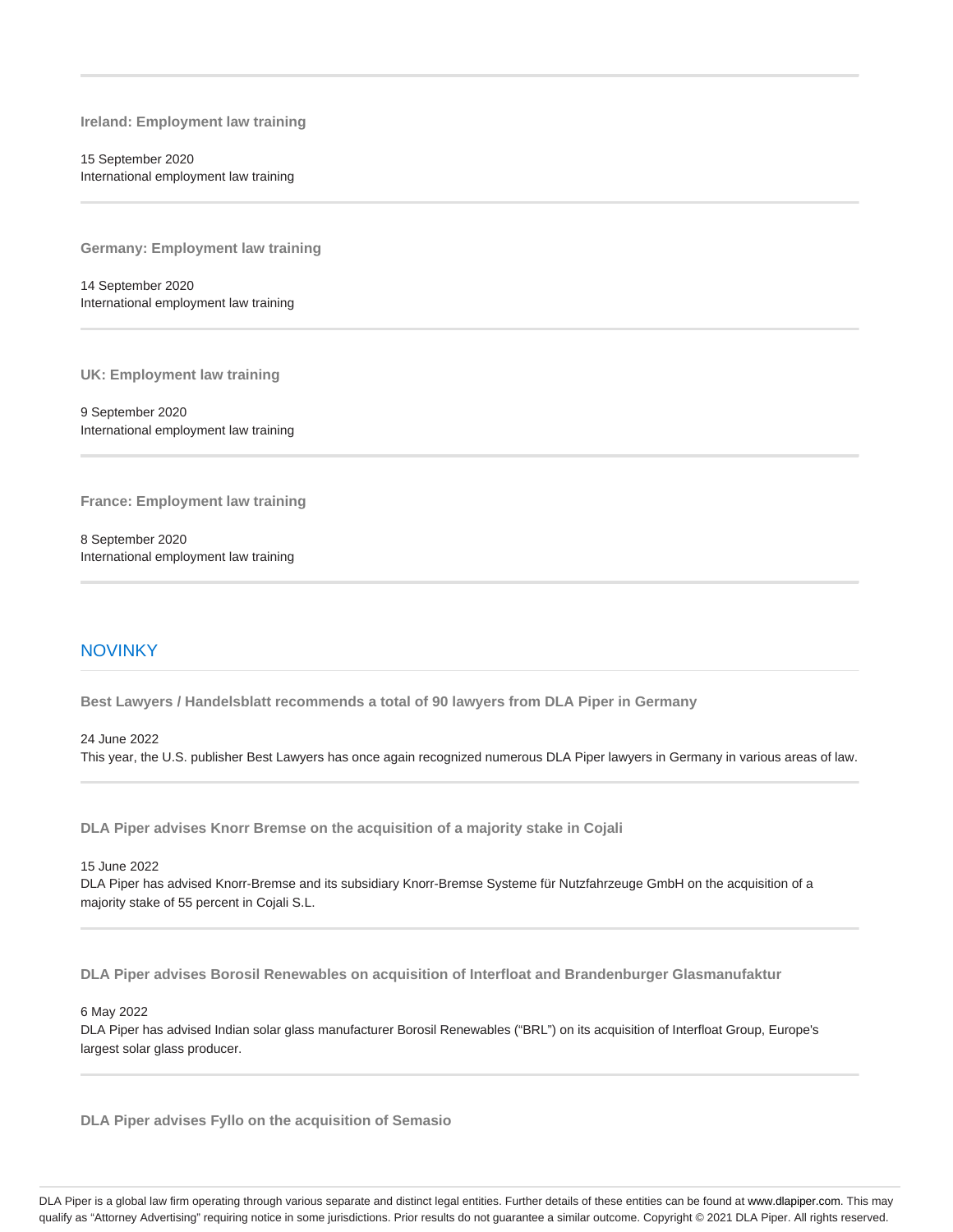**Ireland: Employment law training**

15 September 2020
International employment law training

---

**Germany: Employment law training**

14 September 2020
International employment law training

---

**UK: Employment law training**

9 September 2020
International employment law training

---

**France: Employment law training**

8 September 2020
International employment law training

---

## NOVINKY

**Best Lawyers / Handelsblatt recommends a total of 90 lawyers from DLA Piper in Germany**

24 June 2022
This year, the U.S. publisher Best Lawyers has once again recognized numerous DLA Piper lawyers in Germany in various areas of law.

---

**DLA Piper advises Knorr Bremse on the acquisition of a majority stake in Cojali**

15 June 2022
DLA Piper has advised Knorr-Bremse and its subsidiary Knorr-Bremse Systeme für Nutzfahrzeuge GmbH on the acquisition of a majority stake of 55 percent in Cojali S.L.

---

**DLA Piper advises Borosil Renewables on acquisition of Interfloat and Brandenburger Glasmanufaktur**

6 May 2022
DLA Piper has advised Indian solar glass manufacturer Borosil Renewables ("BRL") on its acquisition of Interfloat Group, Europe's largest solar glass producer.

---

**DLA Piper advises Fyllo on the acquisition of Semasio**

DLA Piper is a global law firm operating through various separate and distinct legal entities. Further details of these entities can be found at www.dlapiper.com. This may qualify as "Attorney Advertising" requiring notice in some jurisdictions. Prior results do not guarantee a similar outcome. Copyright © 2021 DLA Piper. All rights reserved.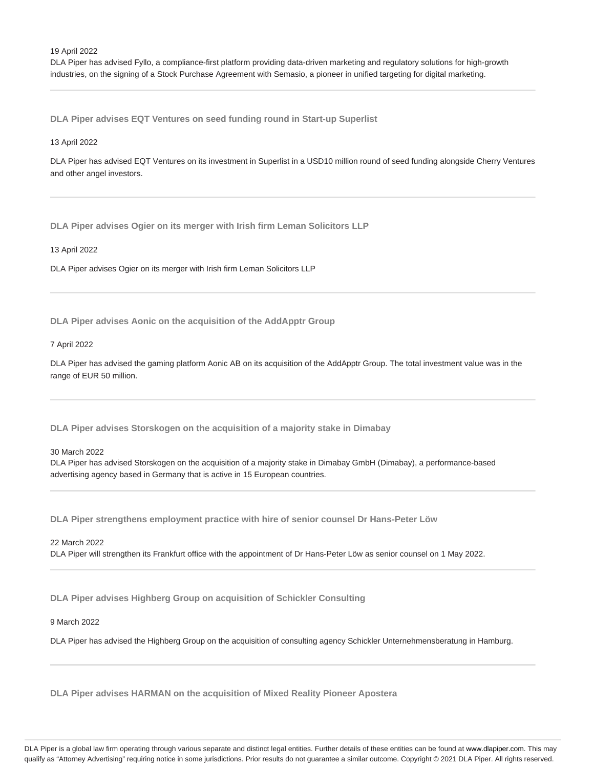19 April 2022

DLA Piper has advised Fyllo, a compliance-first platform providing data-driven marketing and regulatory solutions for high-growth industries, on the signing of a Stock Purchase Agreement with Semasio, a pioneer in unified targeting for digital marketing.

---

**DLA Piper advises EQT Ventures on seed funding round in Start-up Superlist**

13 April 2022

DLA Piper has advised EQT Ventures on its investment in Superlist in a USD10 million round of seed funding alongside Cherry Ventures and other angel investors.

---

**DLA Piper advises Ogier on its merger with Irish firm Leman Solicitors LLP**

13 April 2022

DLA Piper advises Ogier on its merger with Irish firm Leman Solicitors LLP

---

**DLA Piper advises Aonic on the acquisition of the AddApptr Group**

7 April 2022

DLA Piper has advised the gaming platform Aonic AB on its acquisition of the AddApptr Group. The total investment value was in the range of EUR 50 million.

---

**DLA Piper advises Storskogen on the acquisition of a majority stake in Dimabay**

30 March 2022

DLA Piper has advised Storskogen on the acquisition of a majority stake in Dimabay GmbH (Dimabay), a performance-based advertising agency based in Germany that is active in 15 European countries.

---

**DLA Piper strengthens employment practice with hire of senior counsel Dr Hans-Peter Löw**

22 March 2022

DLA Piper will strengthen its Frankfurt office with the appointment of Dr Hans-Peter Löw as senior counsel on 1 May 2022.

---

**DLA Piper advises Highberg Group on acquisition of Schickler Consulting**

9 March 2022

DLA Piper has advised the Highberg Group on the acquisition of consulting agency Schickler Unternehmensberatung in Hamburg.

---

**DLA Piper advises HARMAN on the acquisition of Mixed Reality Pioneer Apostera**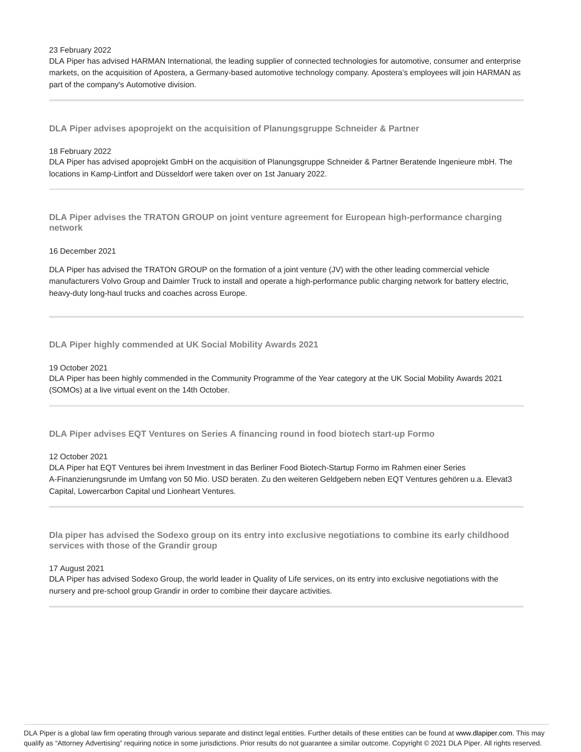23 February 2022

DLA Piper has advised HARMAN International, the leading supplier of connected technologies for automotive, consumer and enterprise markets, on the acquisition of Apostera, a Germany-based automotive technology company. Apostera's employees will join HARMAN as part of the company's Automotive division.

---

### DLA Piper advises apoprojekt on the acquisition of Planungsgruppe Schneider & Partner

18 February 2022

DLA Piper has advised apoprojekt GmbH on the acquisition of Planungsgruppe Schneider & Partner Beratende Ingenieure mbH. The locations in Kamp-Lintfort and Düsseldorf were taken over on 1st January 2022.

---

### DLA Piper advises the TRATON GROUP on joint venture agreement for European high-performance charging network

16 December 2021

DLA Piper has advised the TRATON GROUP on the formation of a joint venture (JV) with the other leading commercial vehicle manufacturers Volvo Group and Daimler Truck to install and operate a high-performance public charging network for battery electric, heavy-duty long-haul trucks and coaches across Europe.

---

### DLA Piper highly commended at UK Social Mobility Awards 2021

19 October 2021

DLA Piper has been highly commended in the Community Programme of the Year category at the UK Social Mobility Awards 2021 (SOMOs) at a live virtual event on the 14th October.

---

### DLA Piper advises EQT Ventures on Series A financing round in food biotech start-up Formo

12 October 2021

DLA Piper hat EQT Ventures bei ihrem Investment in das Berliner Food Biotech-Startup Formo im Rahmen einer Series A-Finanzierungsrunde im Umfang von 50 Mio. USD beraten. Zu den weiteren Geldgebern neben EQT Ventures gehören u.a. Elevat3 Capital, Lowercarbon Capital und Lionheart Ventures.

---

### Dla piper has advised the Sodexo group on its entry into exclusive negotiations to combine its early childhood services with those of the Grandir group

17 August 2021

DLA Piper has advised Sodexo Group, the world leader in Quality of Life services, on its entry into exclusive negotiations with the nursery and pre-school group Grandir in order to combine their daycare activities.

---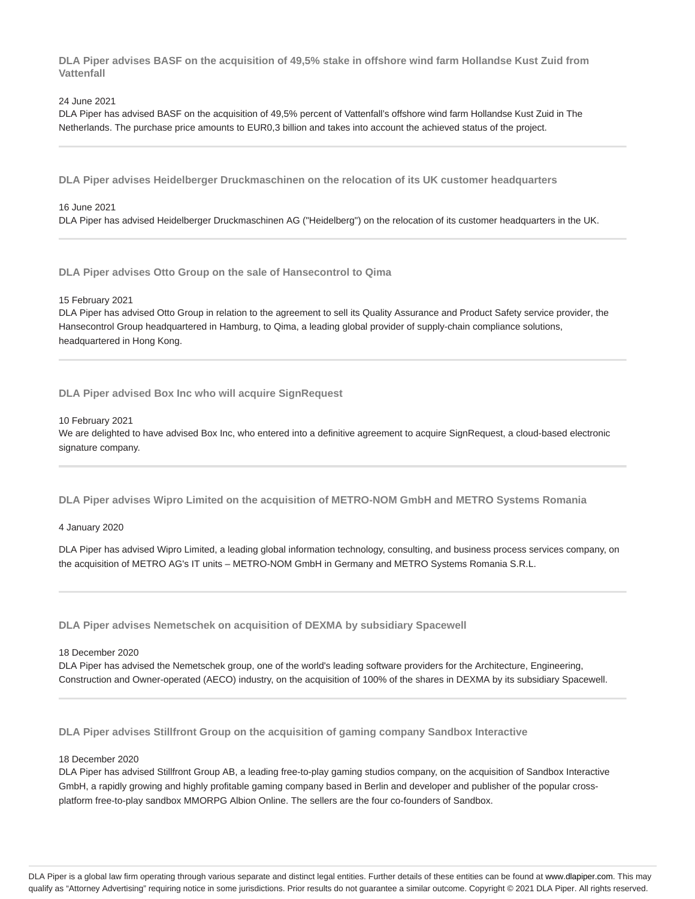### DLA Piper advises BASF on the acquisition of 49,5% stake in offshore wind farm Hollandse Kust Zuid from Vattenfall

24 June 2021

DLA Piper has advised BASF on the acquisition of 49,5% percent of Vattenfall's offshore wind farm Hollandse Kust Zuid in The Netherlands. The purchase price amounts to EUR0,3 billion and takes into account the achieved status of the project.

---

### DLA Piper advises Heidelberger Druckmaschinen on the relocation of its UK customer headquarters

16 June 2021

DLA Piper has advised Heidelberger Druckmaschinen AG ("Heidelberg") on the relocation of its customer headquarters in the UK.

---

### DLA Piper advises Otto Group on the sale of Hansecontrol to Qima

15 February 2021

DLA Piper has advised Otto Group in relation to the agreement to sell its Quality Assurance and Product Safety service provider, the Hansecontrol Group headquartered in Hamburg, to Qima, a leading global provider of supply-chain compliance solutions, headquartered in Hong Kong.

---

### DLA Piper advised Box Inc who will acquire SignRequest

10 February 2021

We are delighted to have advised Box Inc, who entered into a definitive agreement to acquire SignRequest, a cloud-based electronic signature company.

---

### DLA Piper advises Wipro Limited on the acquisition of METRO-NOM GmbH and METRO Systems Romania

4 January 2020

DLA Piper has advised Wipro Limited, a leading global information technology, consulting, and business process services company, on the acquisition of METRO AG's IT units – METRO-NOM GmbH in Germany and METRO Systems Romania S.R.L.

---

### DLA Piper advises Nemetschek on acquisition of DEXMA by subsidiary Spacewell

18 December 2020

DLA Piper has advised the Nemetschek group, one of the world's leading software providers for the Architecture, Engineering, Construction and Owner-operated (AECO) industry, on the acquisition of 100% of the shares in DEXMA by its subsidiary Spacewell.

---

### DLA Piper advises Stillfront Group on the acquisition of gaming company Sandbox Interactive

18 December 2020

DLA Piper has advised Stillfront Group AB, a leading free-to-play gaming studios company, on the acquisition of Sandbox Interactive GmbH, a rapidly growing and highly profitable gaming company based in Berlin and developer and publisher of the popular cross-platform free-to-play sandbox MMORPG Albion Online. The sellers are the four co-founders of Sandbox.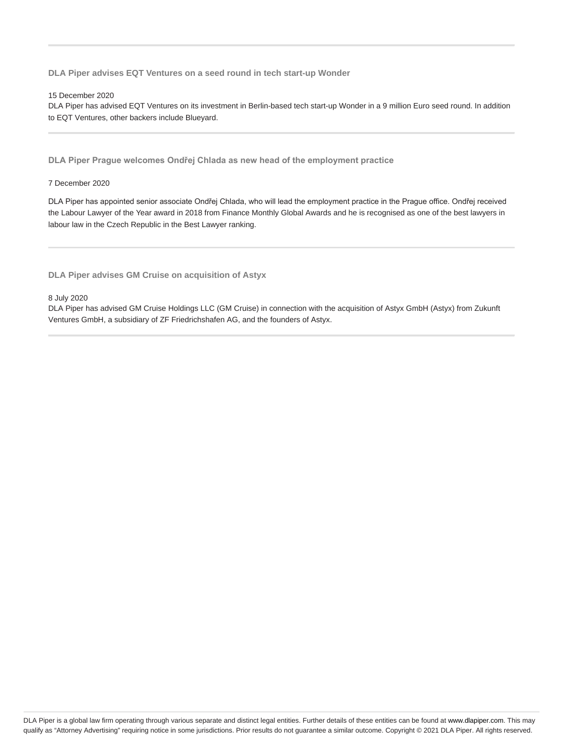### DLA Piper advises EQT Ventures on a seed round in tech start-up Wonder

15 December 2020

DLA Piper has advised EQT Ventures on its investment in Berlin-based tech start-up Wonder in a 9 million Euro seed round. In addition to EQT Ventures, other backers include Blueyard.

### DLA Piper Prague welcomes Ondřej Chlada as new head of the employment practice

7 December 2020

DLA Piper has appointed senior associate Ondřej Chlada, who will lead the employment practice in the Prague office. Ondřej received the Labour Lawyer of the Year award in 2018 from Finance Monthly Global Awards and he is recognised as one of the best lawyers in labour law in the Czech Republic in the Best Lawyer ranking.

### DLA Piper advises GM Cruise on acquisition of Astyx

8 July 2020

DLA Piper has advised GM Cruise Holdings LLC (GM Cruise) in connection with the acquisition of Astyx GmbH (Astyx) from Zukunft Ventures GmbH, a subsidiary of ZF Friedrichshafen AG, and the founders of Astyx.

DLA Piper is a global law firm operating through various separate and distinct legal entities. Further details of these entities can be found at www.dlapiper.com. This may qualify as "Attorney Advertising" requiring notice in some jurisdictions. Prior results do not guarantee a similar outcome. Copyright © 2021 DLA Piper. All rights reserved.